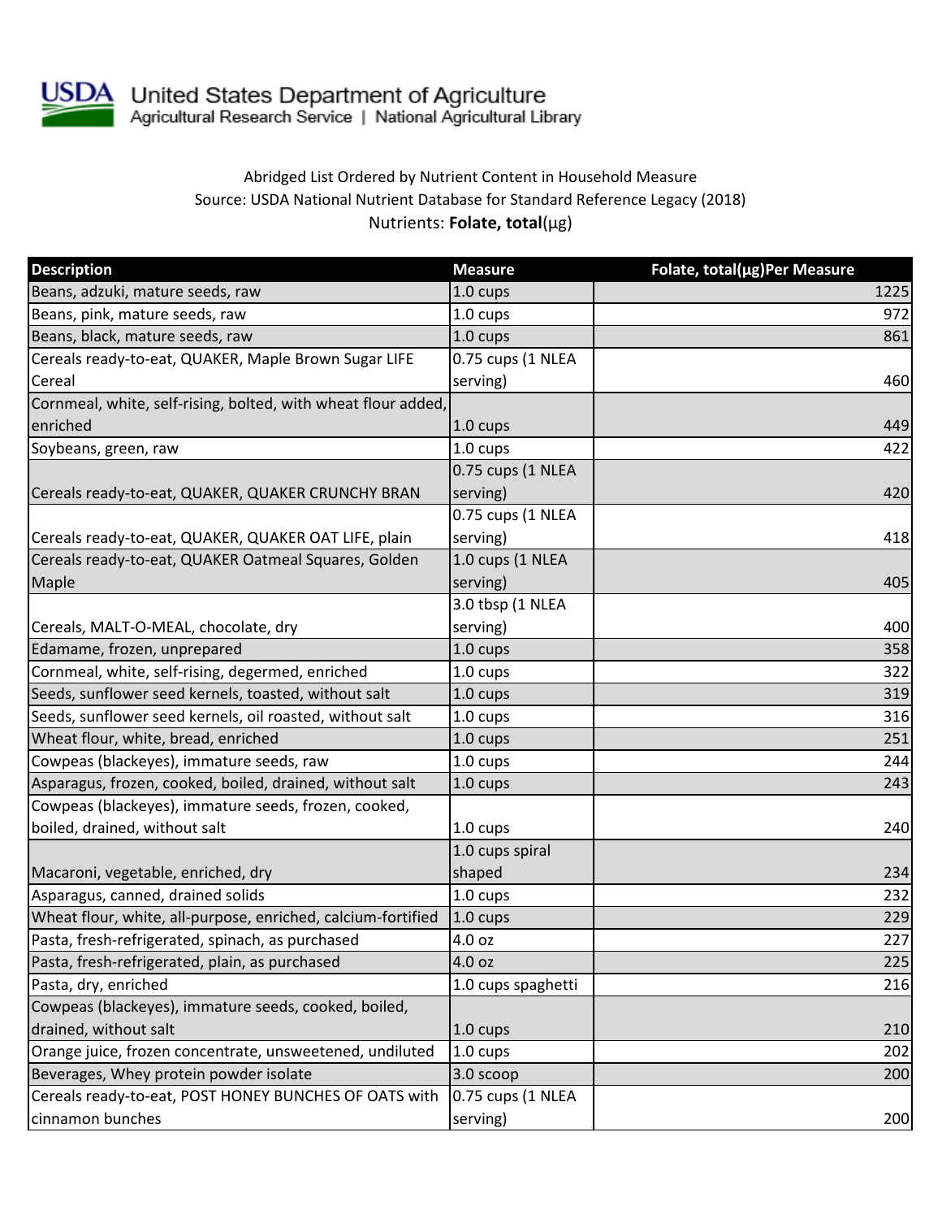United States Department of Agriculture
Agricultural Research Service | National Agricultural Library

Abridged List Ordered by Nutrient Content in Household Measure
Source: USDA National Nutrient Database for Standard Reference Legacy (2018)
Nutrients: **Folate, total**(µg)

| Description | Measure | Folate, total(µg)Per Measure |
|---|---|---|
| Beans, adzuki, mature seeds, raw | 1.0 cups | 1225 |
| Beans, pink, mature seeds, raw | 1.0 cups | 972 |
| Beans, black, mature seeds, raw | 1.0 cups | 861 |
| Cereals ready-to-eat, QUAKER, Maple Brown Sugar LIFE Cereal | 0.75 cups (1 NLEA serving) | 460 |
| Cornmeal, white, self-rising, bolted, with wheat flour added, enriched | 1.0 cups | 449 |
| Soybeans, green, raw | 1.0 cups | 422 |
| Cereals ready-to-eat, QUAKER, QUAKER CRUNCHY BRAN | 0.75 cups (1 NLEA serving) | 420 |
| Cereals ready-to-eat, QUAKER, QUAKER OAT LIFE, plain | 0.75 cups (1 NLEA serving) | 418 |
| Cereals ready-to-eat, QUAKER Oatmeal Squares, Golden Maple | 1.0 cups (1 NLEA serving) | 405 |
| Cereals, MALT-O-MEAL, chocolate, dry | 3.0 tbsp (1 NLEA serving) | 400 |
| Edamame, frozen, unprepared | 1.0 cups | 358 |
| Cornmeal, white, self-rising, degermed, enriched | 1.0 cups | 322 |
| Seeds, sunflower seed kernels, toasted, without salt | 1.0 cups | 319 |
| Seeds, sunflower seed kernels, oil roasted, without salt | 1.0 cups | 316 |
| Wheat flour, white, bread, enriched | 1.0 cups | 251 |
| Cowpeas (blackeyes), immature seeds, raw | 1.0 cups | 244 |
| Asparagus, frozen, cooked, boiled, drained, without salt | 1.0 cups | 243 |
| Cowpeas (blackeyes), immature seeds, frozen, cooked, boiled, drained, without salt | 1.0 cups | 240 |
| Macaroni, vegetable, enriched, dry | 1.0 cups spiral shaped | 234 |
| Asparagus, canned, drained solids | 1.0 cups | 232 |
| Wheat flour, white, all-purpose, enriched, calcium-fortified | 1.0 cups | 229 |
| Pasta, fresh-refrigerated, spinach, as purchased | 4.0 oz | 227 |
| Pasta, fresh-refrigerated, plain, as purchased | 4.0 oz | 225 |
| Pasta, dry, enriched | 1.0 cups spaghetti | 216 |
| Cowpeas (blackeyes), immature seeds, cooked, boiled, drained, without salt | 1.0 cups | 210 |
| Orange juice, frozen concentrate, unsweetened, undiluted | 1.0 cups | 202 |
| Beverages, Whey protein powder isolate | 3.0 scoop | 200 |
| Cereals ready-to-eat, POST HONEY BUNCHES OF OATS with cinnamon bunches | 0.75 cups (1 NLEA serving) | 200 |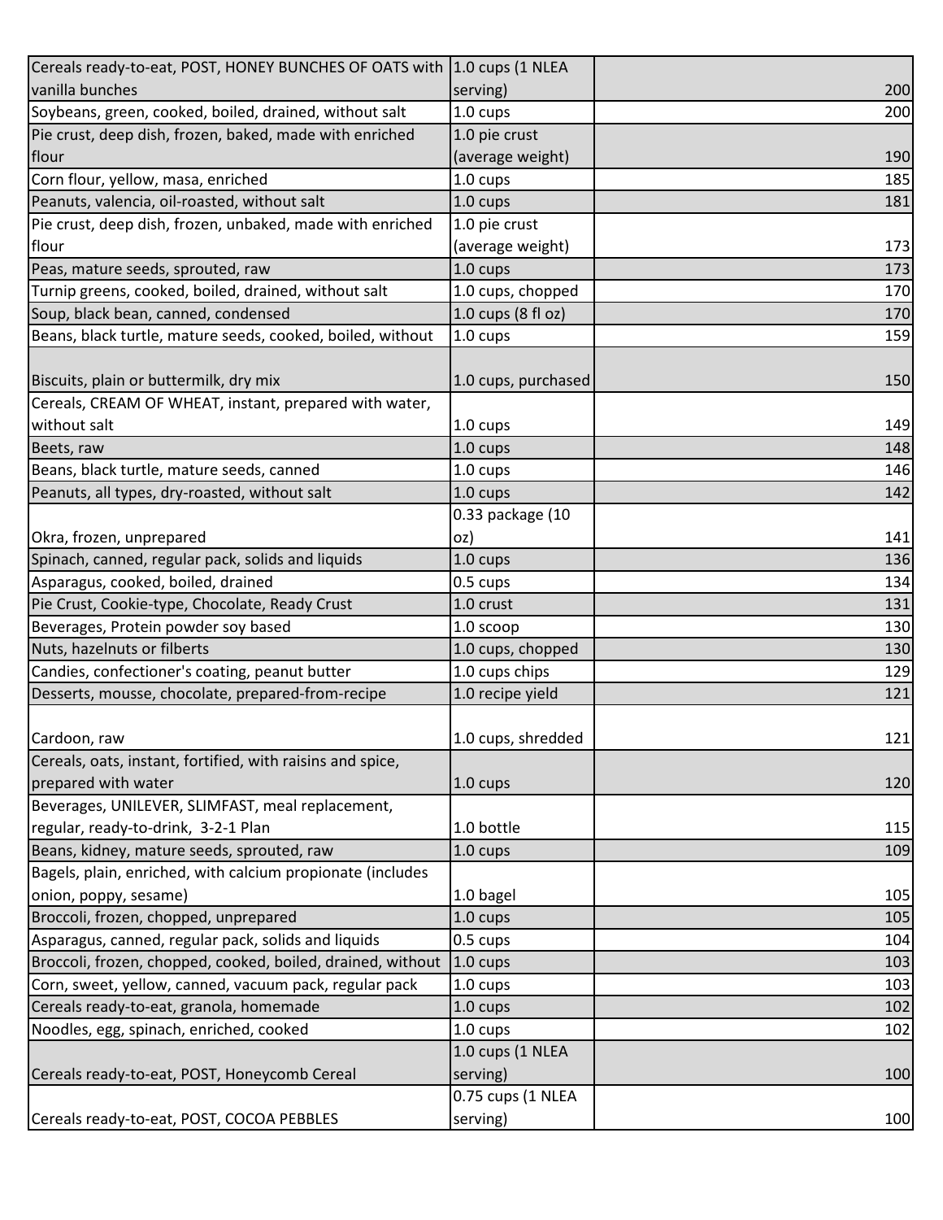| | | |
|---|---|---|
| Cereals ready-to-eat, POST, HONEY BUNCHES OF OATS with vanilla bunches | 1.0 cups (1 NLEA serving) | 200 |
| Soybeans, green, cooked, boiled, drained, without salt | 1.0 cups | 200 |
| Pie crust, deep dish, frozen, baked, made with enriched flour | 1.0 pie crust (average weight) | 190 |
| Corn flour, yellow, masa, enriched | 1.0 cups | 185 |
| Peanuts, valencia, oil-roasted, without salt | 1.0 cups | 181 |
| Pie crust, deep dish, frozen, unbaked, made with enriched flour | 1.0 pie crust (average weight) | 173 |
| Peas, mature seeds, sprouted, raw | 1.0 cups | 173 |
| Turnip greens, cooked, boiled, drained, without salt | 1.0 cups, chopped | 170 |
| Soup, black bean, canned, condensed | 1.0 cups (8 fl oz) | 170 |
| Beans, black turtle, mature seeds, cooked, boiled, without | 1.0 cups | 159 |
| Biscuits, plain or buttermilk, dry mix | 1.0 cups, purchased | 150 |
| Cereals, CREAM OF WHEAT, instant, prepared with water, without salt | 1.0 cups | 149 |
| Beets, raw | 1.0 cups | 148 |
| Beans, black turtle, mature seeds, canned | 1.0 cups | 146 |
| Peanuts, all types, dry-roasted, without salt | 1.0 cups | 142 |
| Okra, frozen, unprepared | 0.33 package (10 oz) | 141 |
| Spinach, canned, regular pack, solids and liquids | 1.0 cups | 136 |
| Asparagus, cooked, boiled, drained | 0.5 cups | 134 |
| Pie Crust, Cookie-type, Chocolate, Ready Crust | 1.0 crust | 131 |
| Beverages, Protein powder soy based | 1.0 scoop | 130 |
| Nuts, hazelnuts or filberts | 1.0 cups, chopped | 130 |
| Candies, confectioner's coating, peanut butter | 1.0 cups chips | 129 |
| Desserts, mousse, chocolate, prepared-from-recipe | 1.0 recipe yield | 121 |
| Cardoon, raw | 1.0 cups, shredded | 121 |
| Cereals, oats, instant, fortified, with raisins and spice, prepared with water | 1.0 cups | 120 |
| Beverages, UNILEVER, SLIMFAST, meal replacement, regular, ready-to-drink, 3-2-1 Plan | 1.0 bottle | 115 |
| Beans, kidney, mature seeds, sprouted, raw | 1.0 cups | 109 |
| Bagels, plain, enriched, with calcium propionate (includes onion, poppy, sesame) | 1.0 bagel | 105 |
| Broccoli, frozen, chopped, unprepared | 1.0 cups | 105 |
| Asparagus, canned, regular pack, solids and liquids | 0.5 cups | 104 |
| Broccoli, frozen, chopped, cooked, boiled, drained, without | 1.0 cups | 103 |
| Corn, sweet, yellow, canned, vacuum pack, regular pack | 1.0 cups | 103 |
| Cereals ready-to-eat, granola, homemade | 1.0 cups | 102 |
| Noodles, egg, spinach, enriched, cooked | 1.0 cups | 102 |
| Cereals ready-to-eat, POST, Honeycomb Cereal | 1.0 cups (1 NLEA serving) | 100 |
| Cereals ready-to-eat, POST, COCOA PEBBLES | 0.75 cups (1 NLEA serving) | 100 |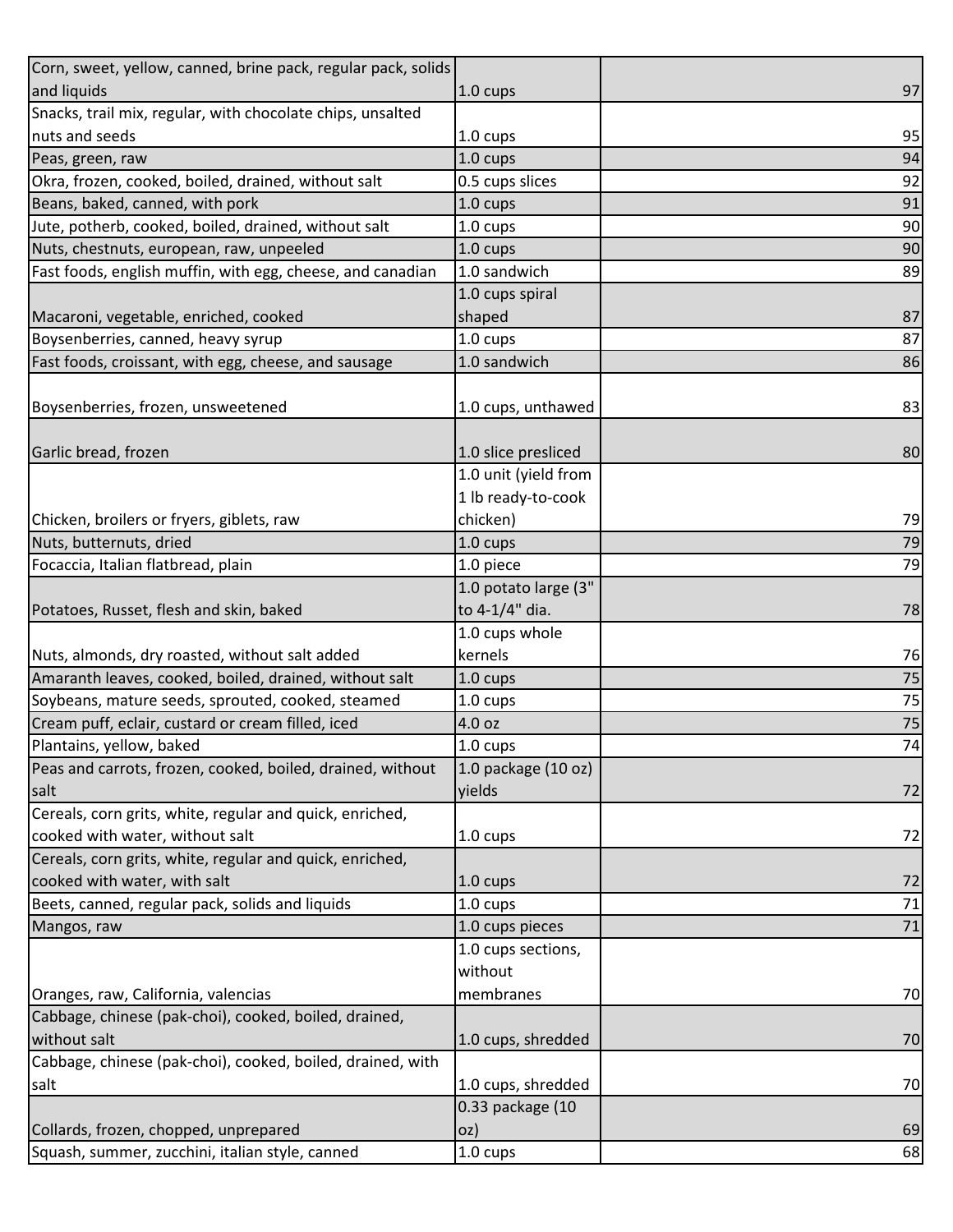| | | |
|---|---|---|
| Corn, sweet, yellow, canned, brine pack, regular pack, solids and liquids | 1.0 cups | 97 |
| Snacks, trail mix, regular, with chocolate chips, unsalted nuts and seeds | 1.0 cups | 95 |
| Peas, green, raw | 1.0 cups | 94 |
| Okra, frozen, cooked, boiled, drained, without salt | 0.5 cups slices | 92 |
| Beans, baked, canned, with pork | 1.0 cups | 91 |
| Jute, potherb, cooked, boiled, drained, without salt | 1.0 cups | 90 |
| Nuts, chestnuts, european, raw, unpeeled | 1.0 cups | 90 |
| Fast foods, english muffin, with egg, cheese, and canadian | 1.0 sandwich | 89 |
| Macaroni, vegetable, enriched, cooked | 1.0 cups spiral shaped | 87 |
| Boysenberries, canned, heavy syrup | 1.0 cups | 87 |
| Fast foods, croissant, with egg, cheese, and sausage | 1.0 sandwich | 86 |
| Boysenberries, frozen, unsweetened | 1.0 cups, unthawed | 83 |
| Garlic bread, frozen | 1.0 slice presliced | 80 |
| Chicken, broilers or fryers, giblets, raw | 1.0 unit (yield from 1 lb ready-to-cook chicken) | 79 |
| Nuts, butternuts, dried | 1.0 cups | 79 |
| Focaccia, Italian flatbread, plain | 1.0 piece | 79 |
| Potatoes, Russet, flesh and skin, baked | 1.0 potato large (3" to 4-1/4" dia. | 78 |
| Nuts, almonds, dry roasted, without salt added | 1.0 cups whole kernels | 76 |
| Amaranth leaves, cooked, boiled, drained, without salt | 1.0 cups | 75 |
| Soybeans, mature seeds, sprouted, cooked, steamed | 1.0 cups | 75 |
| Cream puff, eclair, custard or cream filled, iced | 4.0 oz | 75 |
| Plantains, yellow, baked | 1.0 cups | 74 |
| Peas and carrots, frozen, cooked, boiled, drained, without salt | 1.0 package (10 oz) yields | 72 |
| Cereals, corn grits, white, regular and quick, enriched, cooked with water, without salt | 1.0 cups | 72 |
| Cereals, corn grits, white, regular and quick, enriched, cooked with water, with salt | 1.0 cups | 72 |
| Beets, canned, regular pack, solids and liquids | 1.0 cups | 71 |
| Mangos, raw | 1.0 cups pieces | 71 |
| Oranges, raw, California, valencias | 1.0 cups sections, without membranes | 70 |
| Cabbage, chinese (pak-choi), cooked, boiled, drained, without salt | 1.0 cups, shredded | 70 |
| Cabbage, chinese (pak-choi), cooked, boiled, drained, with salt | 1.0 cups, shredded | 70 |
| Collards, frozen, chopped, unprepared | 0.33 package (10 oz) | 69 |
| Squash, summer, zucchini, italian style, canned | 1.0 cups | 68 |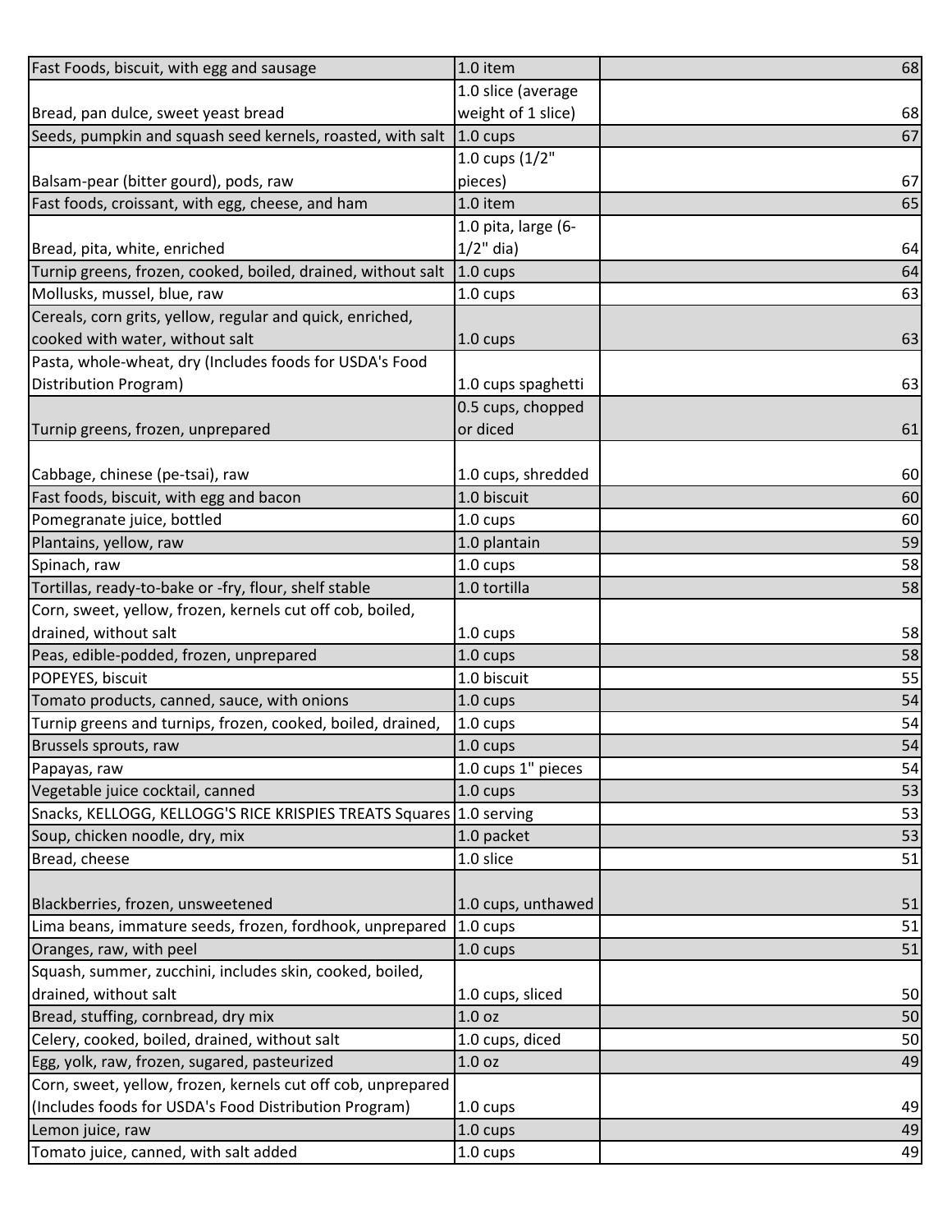| | | |
|---|---|---|
| Fast Foods, biscuit, with egg and sausage | 1.0 item | 68 |
| Bread, pan dulce, sweet yeast bread | 1.0 slice (average weight of 1 slice) | 68 |
| Seeds, pumpkin and squash seed kernels, roasted, with salt | 1.0 cups | 67 |
| Balsam-pear (bitter gourd), pods, raw | 1.0 cups (1/2" pieces) | 67 |
| Fast foods, croissant, with egg, cheese, and ham | 1.0 item | 65 |
| Bread, pita, white, enriched | 1.0 pita, large (6-1/2" dia) | 64 |
| Turnip greens, frozen, cooked, boiled, drained, without salt | 1.0 cups | 64 |
| Mollusks, mussel, blue, raw | 1.0 cups | 63 |
| Cereals, corn grits, yellow, regular and quick, enriched, cooked with water, without salt | 1.0 cups | 63 |
| Pasta, whole-wheat, dry (Includes foods for USDA's Food Distribution Program) | 1.0 cups spaghetti | 63 |
| Turnip greens, frozen, unprepared | 0.5 cups, chopped or diced | 61 |
| Cabbage, chinese (pe-tsai), raw | 1.0 cups, shredded | 60 |
| Fast foods, biscuit, with egg and bacon | 1.0 biscuit | 60 |
| Pomegranate juice, bottled | 1.0 cups | 60 |
| Plantains, yellow, raw | 1.0 plantain | 59 |
| Spinach, raw | 1.0 cups | 58 |
| Tortillas, ready-to-bake or -fry, flour, shelf stable | 1.0 tortilla | 58 |
| Corn, sweet, yellow, frozen, kernels cut off cob, boiled, drained, without salt | 1.0 cups | 58 |
| Peas, edible-podded, frozen, unprepared | 1.0 cups | 58 |
| POPEYES, biscuit | 1.0 biscuit | 55 |
| Tomato products, canned, sauce, with onions | 1.0 cups | 54 |
| Turnip greens and turnips, frozen, cooked, boiled, drained, | 1.0 cups | 54 |
| Brussels sprouts, raw | 1.0 cups | 54 |
| Papayas, raw | 1.0 cups 1" pieces | 54 |
| Vegetable juice cocktail, canned | 1.0 cups | 53 |
| Snacks, KELLOGG, KELLOGG'S RICE KRISPIES TREATS Squares | 1.0 serving | 53 |
| Soup, chicken noodle, dry, mix | 1.0 packet | 53 |
| Bread, cheese | 1.0 slice | 51 |
| Blackberries, frozen, unsweetened | 1.0 cups, unthawed | 51 |
| Lima beans, immature seeds, frozen, fordhook, unprepared | 1.0 cups | 51 |
| Oranges, raw, with peel | 1.0 cups | 51 |
| Squash, summer, zucchini, includes skin, cooked, boiled, drained, without salt | 1.0 cups, sliced | 50 |
| Bread, stuffing, cornbread, dry mix | 1.0 oz | 50 |
| Celery, cooked, boiled, drained, without salt | 1.0 cups, diced | 50 |
| Egg, yolk, raw, frozen, sugared, pasteurized | 1.0 oz | 49 |
| Corn, sweet, yellow, frozen, kernels cut off cob, unprepared (Includes foods for USDA's Food Distribution Program) | 1.0 cups | 49 |
| Lemon juice, raw | 1.0 cups | 49 |
| Tomato juice, canned, with salt added | 1.0 cups | 49 |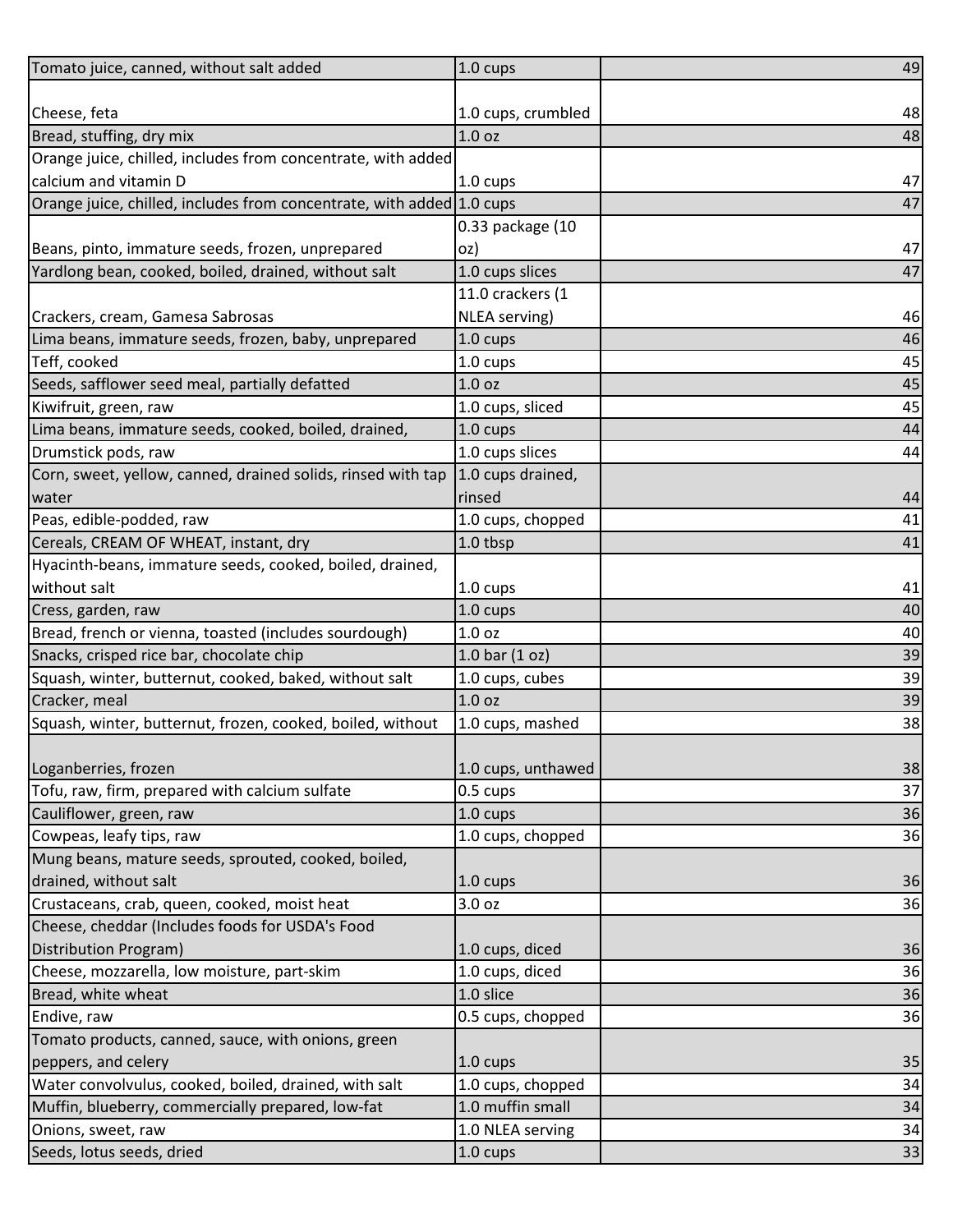| | | |
|---|---|---|
| Tomato juice, canned, without salt added | 1.0 cups | 49 |
| Cheese, feta | 1.0 cups, crumbled | 48 |
| Bread, stuffing, dry mix | 1.0 oz | 48 |
| Orange juice, chilled, includes from concentrate, with added calcium and vitamin D | 1.0 cups | 47 |
| Orange juice, chilled, includes from concentrate, with added | 1.0 cups | 47 |
| Beans, pinto, immature seeds, frozen, unprepared | 0.33 package (10 oz) | 47 |
| Yardlong bean, cooked, boiled, drained, without salt | 1.0 cups slices | 47 |
| Crackers, cream, Gamesa Sabrosas | 11.0 crackers (1 NLEA serving) | 46 |
| Lima beans, immature seeds, frozen, baby, unprepared | 1.0 cups | 46 |
| Teff, cooked | 1.0 cups | 45 |
| Seeds, safflower seed meal, partially defatted | 1.0 oz | 45 |
| Kiwifruit, green, raw | 1.0 cups, sliced | 45 |
| Lima beans, immature seeds, cooked, boiled, drained, | 1.0 cups | 44 |
| Drumstick pods, raw | 1.0 cups slices | 44 |
| Corn, sweet, yellow, canned, drained solids, rinsed with tap water | 1.0 cups drained, rinsed | 44 |
| Peas, edible-podded, raw | 1.0 cups, chopped | 41 |
| Cereals, CREAM OF WHEAT, instant, dry | 1.0 tbsp | 41 |
| Hyacinth-beans, immature seeds, cooked, boiled, drained, without salt | 1.0 cups | 41 |
| Cress, garden, raw | 1.0 cups | 40 |
| Bread, french or vienna, toasted (includes sourdough) | 1.0 oz | 40 |
| Snacks, crisped rice bar, chocolate chip | 1.0 bar (1 oz) | 39 |
| Squash, winter, butternut, cooked, baked, without salt | 1.0 cups, cubes | 39 |
| Cracker, meal | 1.0 oz | 39 |
| Squash, winter, butternut, frozen, cooked, boiled, without | 1.0 cups, mashed | 38 |
| Loganberries, frozen | 1.0 cups, unthawed | 38 |
| Tofu, raw, firm, prepared with calcium sulfate | 0.5 cups | 37 |
| Cauliflower, green, raw | 1.0 cups | 36 |
| Cowpeas, leafy tips, raw | 1.0 cups, chopped | 36 |
| Mung beans, mature seeds, sprouted, cooked, boiled, drained, without salt | 1.0 cups | 36 |
| Crustaceans, crab, queen, cooked, moist heat | 3.0 oz | 36 |
| Cheese, cheddar (Includes foods for USDA's Food Distribution Program) | 1.0 cups, diced | 36 |
| Cheese, mozzarella, low moisture, part-skim | 1.0 cups, diced | 36 |
| Bread, white wheat | 1.0 slice | 36 |
| Endive, raw | 0.5 cups, chopped | 36 |
| Tomato products, canned, sauce, with onions, green peppers, and celery | 1.0 cups | 35 |
| Water convolvulus, cooked, boiled, drained, with salt | 1.0 cups, chopped | 34 |
| Muffin, blueberry, commercially prepared, low-fat | 1.0 muffin small | 34 |
| Onions, sweet, raw | 1.0 NLEA serving | 34 |
| Seeds, lotus seeds, dried | 1.0 cups | 33 |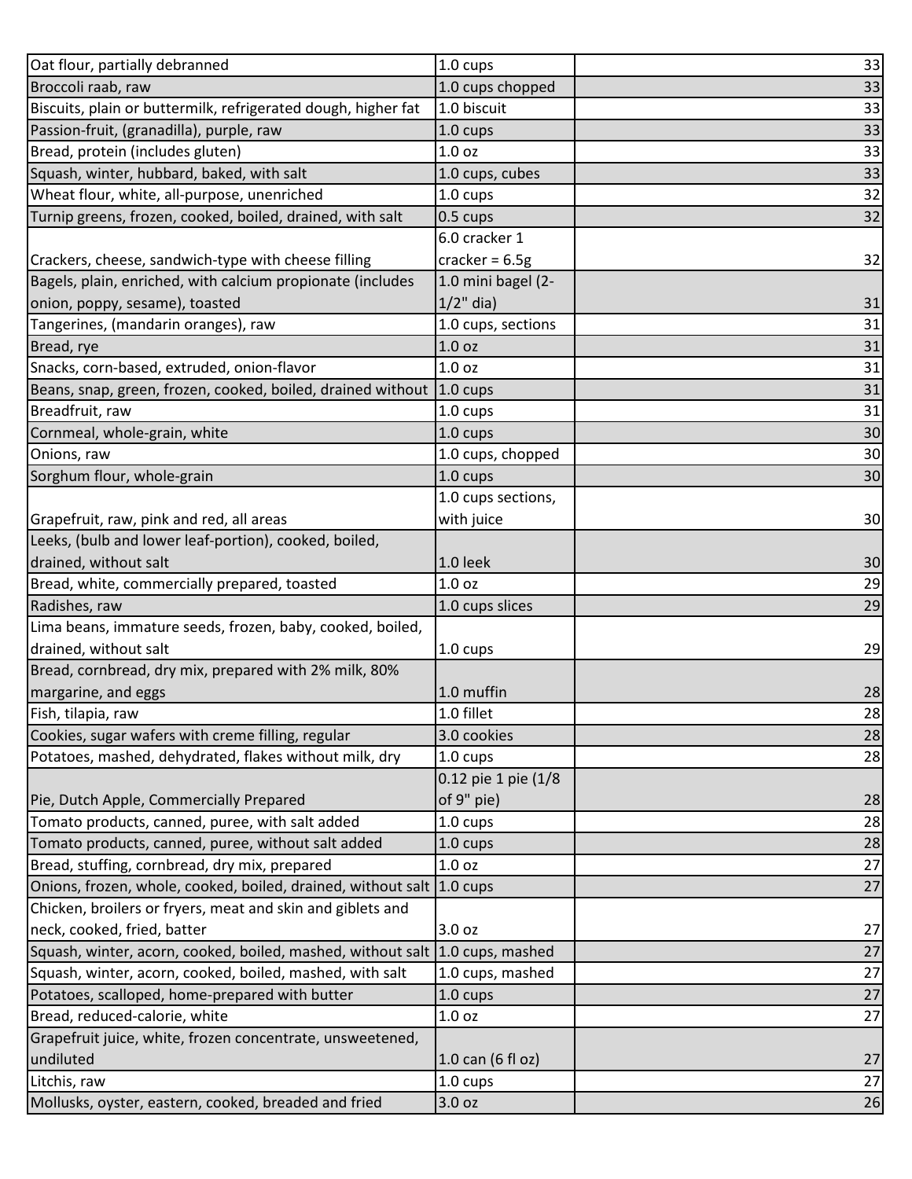| | | |
|---|---|---|
| Oat flour, partially debranned | 1.0 cups | 33 |
| Broccoli raab, raw | 1.0 cups chopped | 33 |
| Biscuits, plain or buttermilk, refrigerated dough, higher fat | 1.0 biscuit | 33 |
| Passion-fruit, (granadilla), purple, raw | 1.0 cups | 33 |
| Bread, protein (includes gluten) | 1.0 oz | 33 |
| Squash, winter, hubbard, baked, with salt | 1.0 cups, cubes | 33 |
| Wheat flour, white, all-purpose, unenriched | 1.0 cups | 32 |
| Turnip greens, frozen, cooked, boiled, drained, with salt | 0.5 cups | 32 |
| Crackers, cheese, sandwich-type with cheese filling | 6.0 cracker 1 cracker = 6.5g | 32 |
| Bagels, plain, enriched, with calcium propionate (includes onion, poppy, sesame), toasted | 1.0 mini bagel (2-1/2" dia) | 31 |
| Tangerines, (mandarin oranges), raw | 1.0 cups, sections | 31 |
| Bread, rye | 1.0 oz | 31 |
| Snacks, corn-based, extruded, onion-flavor | 1.0 oz | 31 |
| Beans, snap, green, frozen, cooked, boiled, drained without | 1.0 cups | 31 |
| Breadfruit, raw | 1.0 cups | 31 |
| Cornmeal, whole-grain, white | 1.0 cups | 30 |
| Onions, raw | 1.0 cups, chopped | 30 |
| Sorghum flour, whole-grain | 1.0 cups | 30 |
| Grapefruit, raw, pink and red, all areas | 1.0 cups sections, with juice | 30 |
| Leeks, (bulb and lower leaf-portion), cooked, boiled, drained, without salt | 1.0 leek | 30 |
| Bread, white, commercially prepared, toasted | 1.0 oz | 29 |
| Radishes, raw | 1.0 cups slices | 29 |
| Lima beans, immature seeds, frozen, baby, cooked, boiled, drained, without salt | 1.0 cups | 29 |
| Bread, cornbread, dry mix, prepared with 2% milk, 80% margarine, and eggs | 1.0 muffin | 28 |
| Fish, tilapia, raw | 1.0 fillet | 28 |
| Cookies, sugar wafers with creme filling, regular | 3.0 cookies | 28 |
| Potatoes, mashed, dehydrated, flakes without milk, dry | 1.0 cups | 28 |
| Pie, Dutch Apple, Commercially Prepared | 0.12 pie 1 pie (1/8 of 9" pie) | 28 |
| Tomato products, canned, puree, with salt added | 1.0 cups | 28 |
| Tomato products, canned, puree, without salt added | 1.0 cups | 28 |
| Bread, stuffing, cornbread, dry mix, prepared | 1.0 oz | 27 |
| Onions, frozen, whole, cooked, boiled, drained, without salt | 1.0 cups | 27 |
| Chicken, broilers or fryers, meat and skin and giblets and neck, cooked, fried, batter | 3.0 oz | 27 |
| Squash, winter, acorn, cooked, boiled, mashed, without salt | 1.0 cups, mashed | 27 |
| Squash, winter, acorn, cooked, boiled, mashed, with salt | 1.0 cups, mashed | 27 |
| Potatoes, scalloped, home-prepared with butter | 1.0 cups | 27 |
| Bread, reduced-calorie, white | 1.0 oz | 27 |
| Grapefruit juice, white, frozen concentrate, unsweetened, undiluted | 1.0 can (6 fl oz) | 27 |
| Litchis, raw | 1.0 cups | 27 |
| Mollusks, oyster, eastern, cooked, breaded and fried | 3.0 oz | 26 |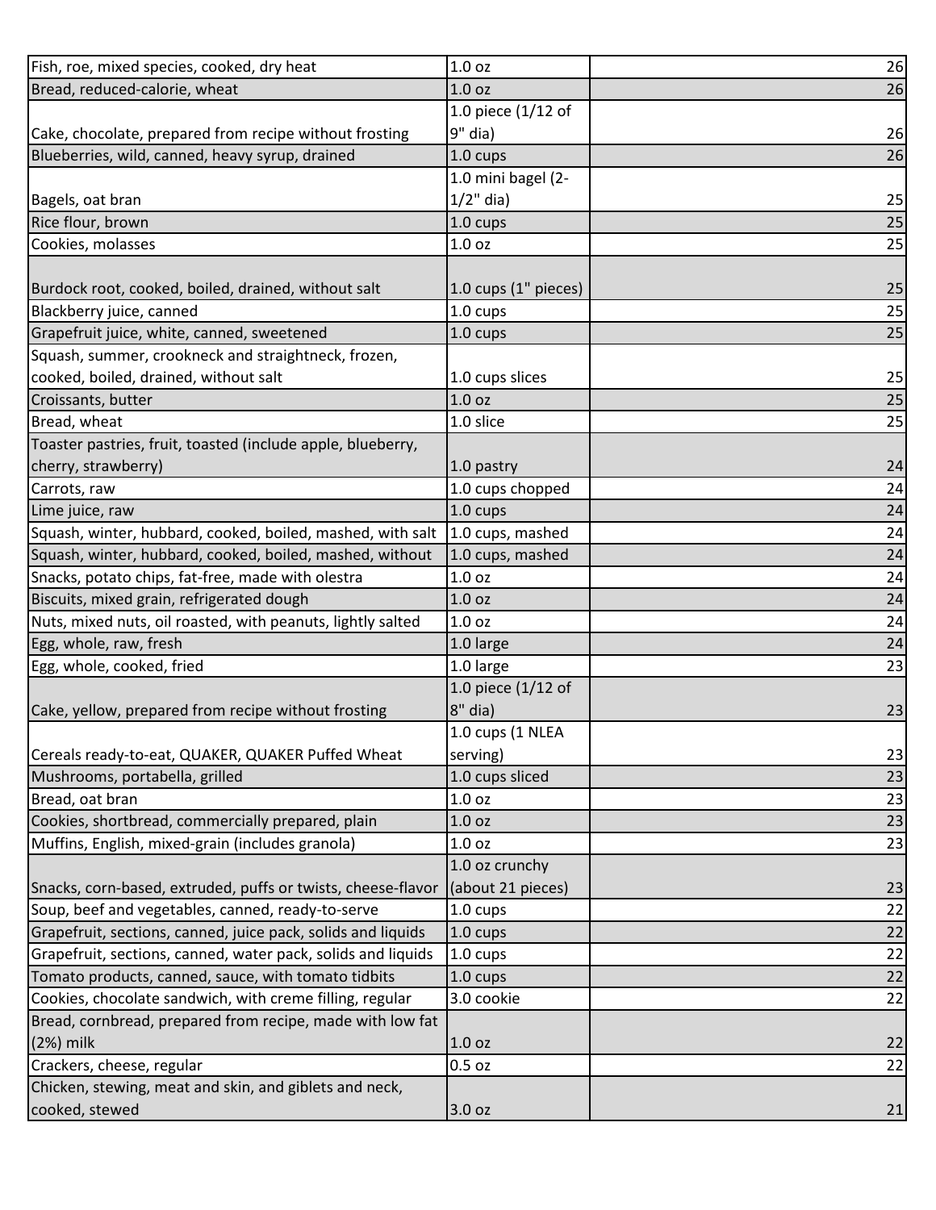| | | |
|---|---|---|
| Fish, roe, mixed species, cooked, dry heat | 1.0 oz | 26 |
| Bread, reduced-calorie, wheat | 1.0 oz | 26 |
| Cake, chocolate, prepared from recipe without frosting | 1.0 piece (1/12 of 9" dia) | 26 |
| Blueberries, wild, canned, heavy syrup, drained | 1.0 cups | 26 |
| Bagels, oat bran | 1.0 mini bagel (2-1/2" dia) | 25 |
| Rice flour, brown | 1.0 cups | 25 |
| Cookies, molasses | 1.0 oz | 25 |
| Burdock root, cooked, boiled, drained, without salt | 1.0 cups (1" pieces) | 25 |
| Blackberry juice, canned | 1.0 cups | 25 |
| Grapefruit juice, white, canned, sweetened | 1.0 cups | 25 |
| Squash, summer, crookneck and straightneck, frozen, cooked, boiled, drained, without salt | 1.0 cups slices | 25 |
| Croissants, butter | 1.0 oz | 25 |
| Bread, wheat | 1.0 slice | 25 |
| Toaster pastries, fruit, toasted (include apple, blueberry, cherry, strawberry) | 1.0 pastry | 24 |
| Carrots, raw | 1.0 cups chopped | 24 |
| Lime juice, raw | 1.0 cups | 24 |
| Squash, winter, hubbard, cooked, boiled, mashed, with salt | 1.0 cups, mashed | 24 |
| Squash, winter, hubbard, cooked, boiled, mashed, without | 1.0 cups, mashed | 24 |
| Snacks, potato chips, fat-free, made with olestra | 1.0 oz | 24 |
| Biscuits, mixed grain, refrigerated dough | 1.0 oz | 24 |
| Nuts, mixed nuts, oil roasted, with peanuts, lightly salted | 1.0 oz | 24 |
| Egg, whole, raw, fresh | 1.0 large | 24 |
| Egg, whole, cooked, fried | 1.0 large | 23 |
| Cake, yellow, prepared from recipe without frosting | 1.0 piece (1/12 of 8" dia) | 23 |
| Cereals ready-to-eat, QUAKER, QUAKER Puffed Wheat | 1.0 cups (1 NLEA serving) | 23 |
| Mushrooms, portabella, grilled | 1.0 cups sliced | 23 |
| Bread, oat bran | 1.0 oz | 23 |
| Cookies, shortbread, commercially prepared, plain | 1.0 oz | 23 |
| Muffins, English, mixed-grain (includes granola) | 1.0 oz | 23 |
| Snacks, corn-based, extruded, puffs or twists, cheese-flavor | 1.0 oz crunchy (about 21 pieces) | 23 |
| Soup, beef and vegetables, canned, ready-to-serve | 1.0 cups | 22 |
| Grapefruit, sections, canned, juice pack, solids and liquids | 1.0 cups | 22 |
| Grapefruit, sections, canned, water pack, solids and liquids | 1.0 cups | 22 |
| Tomato products, canned, sauce, with tomato tidbits | 1.0 cups | 22 |
| Cookies, chocolate sandwich, with creme filling, regular | 3.0 cookie | 22 |
| Bread, cornbread, prepared from recipe, made with low fat (2%) milk | 1.0 oz | 22 |
| Crackers, cheese, regular | 0.5 oz | 22 |
| Chicken, stewing, meat and skin, and giblets and neck, cooked, stewed | 3.0 oz | 21 |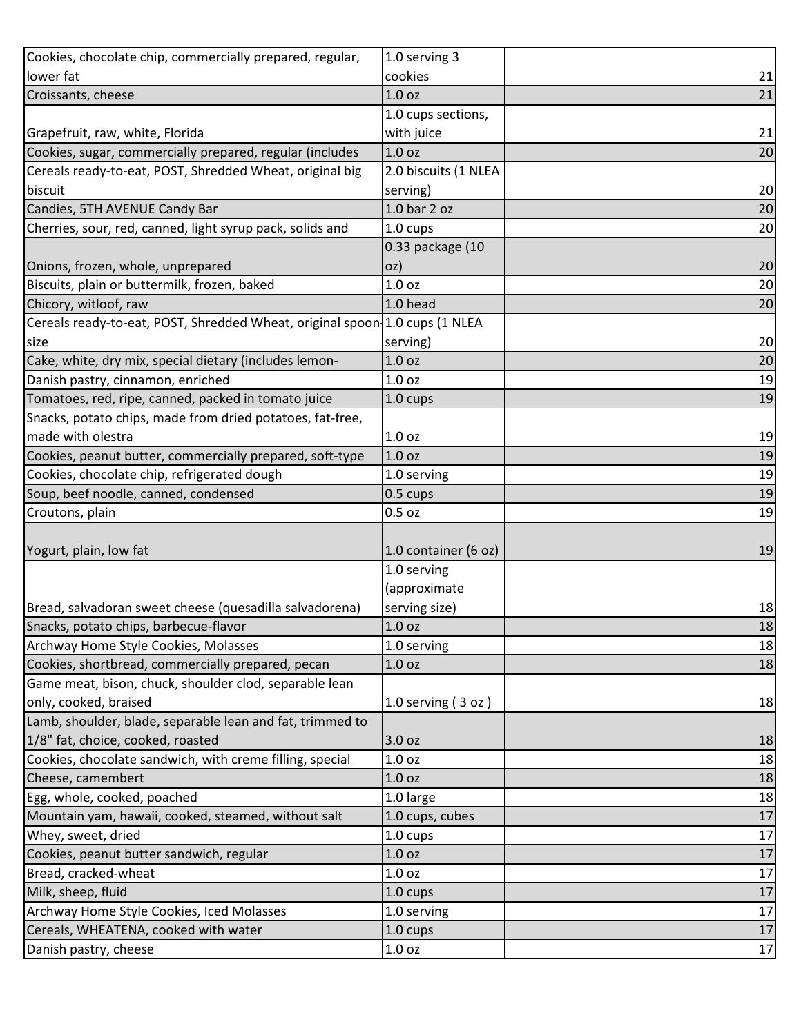| | | |
|---|---|---|
| Cookies, chocolate chip, commercially prepared, regular, lower fat | 1.0 serving 3 cookies | 21 |
| Croissants, cheese | 1.0 oz | 21 |
| Grapefruit, raw, white, Florida | 1.0 cups sections, with juice | 21 |
| Cookies, sugar, commercially prepared, regular (includes | 1.0 oz | 20 |
| Cereals ready-to-eat, POST, Shredded Wheat, original big biscuit | 2.0 biscuits (1 NLEA serving) | 20 |
| Candies, 5TH AVENUE Candy Bar | 1.0 bar 2 oz | 20 |
| Cherries, sour, red, canned, light syrup pack, solids and | 1.0 cups | 20 |
| Onions, frozen, whole, unprepared | 0.33 package (10 oz) | 20 |
| Biscuits, plain or buttermilk, frozen, baked | 1.0 oz | 20 |
| Chicory, witloof, raw | 1.0 head | 20 |
| Cereals ready-to-eat, POST, Shredded Wheat, original spoon-size | 1.0 cups (1 NLEA serving) | 20 |
| Cake, white, dry mix, special dietary (includes lemon- | 1.0 oz | 20 |
| Danish pastry, cinnamon, enriched | 1.0 oz | 19 |
| Tomatoes, red, ripe, canned, packed in tomato juice | 1.0 cups | 19 |
| Snacks, potato chips, made from dried potatoes, fat-free, made with olestra | 1.0 oz | 19 |
| Cookies, peanut butter, commercially prepared, soft-type | 1.0 oz | 19 |
| Cookies, chocolate chip, refrigerated dough | 1.0 serving | 19 |
| Soup, beef noodle, canned, condensed | 0.5 cups | 19 |
| Croutons, plain | 0.5 oz | 19 |
| Yogurt, plain, low fat | 1.0 container (6 oz) | 19 |
| Bread, salvadoran sweet cheese (quesadilla salvadorena) | 1.0 serving (approximate serving size) | 18 |
| Snacks, potato chips, barbecue-flavor | 1.0 oz | 18 |
| Archway Home Style Cookies, Molasses | 1.0 serving | 18 |
| Cookies, shortbread, commercially prepared, pecan | 1.0 oz | 18 |
| Game meat, bison, chuck, shoulder clod, separable lean only, cooked, braised | 1.0 serving ( 3 oz ) | 18 |
| Lamb, shoulder, blade, separable lean and fat, trimmed to 1/8" fat, choice, cooked, roasted | 3.0 oz | 18 |
| Cookies, chocolate sandwich, with creme filling, special | 1.0 oz | 18 |
| Cheese, camembert | 1.0 oz | 18 |
| Egg, whole, cooked, poached | 1.0 large | 18 |
| Mountain yam, hawaii, cooked, steamed, without salt | 1.0 cups, cubes | 17 |
| Whey, sweet, dried | 1.0 cups | 17 |
| Cookies, peanut butter sandwich, regular | 1.0 oz | 17 |
| Bread, cracked-wheat | 1.0 oz | 17 |
| Milk, sheep, fluid | 1.0 cups | 17 |
| Archway Home Style Cookies, Iced Molasses | 1.0 serving | 17 |
| Cereals, WHEATENA, cooked with water | 1.0 cups | 17 |
| Danish pastry, cheese | 1.0 oz | 17 |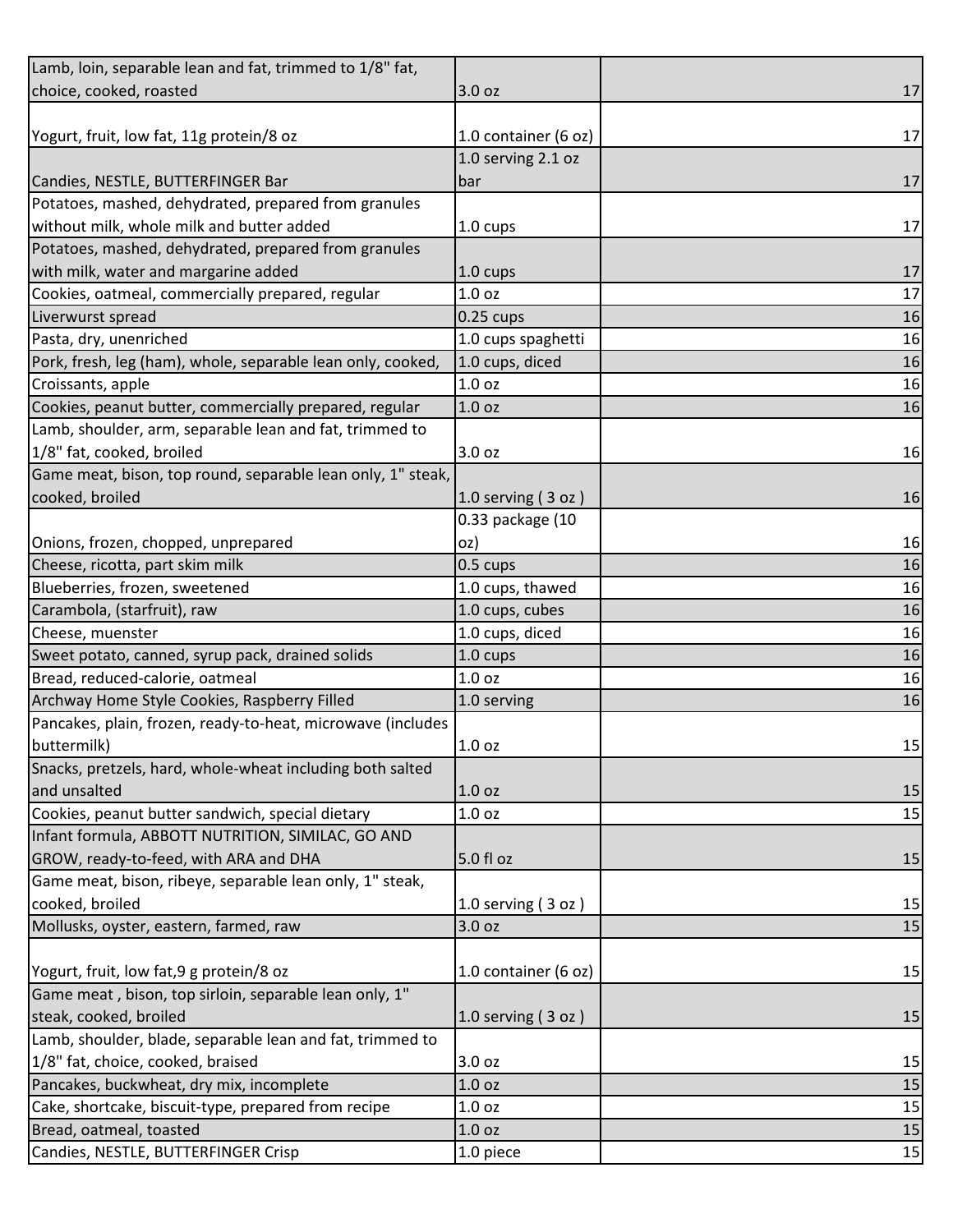| | | | |
|---|---|---|---|
| Lamb, loin, separable lean and fat, trimmed to 1/8" fat, choice, cooked, roasted | 3.0 oz | | 17 |
| Yogurt, fruit, low fat, 11g protein/8 oz | 1.0 container (6 oz) | | 17 |
| Candies, NESTLE, BUTTERFINGER Bar | 1.0 serving 2.1 oz bar | | 17 |
| Potatoes, mashed, dehydrated, prepared from granules without milk, whole milk and butter added | 1.0 cups | | 17 |
| Potatoes, mashed, dehydrated, prepared from granules with milk, water and margarine added | 1.0 cups | | 17 |
| Cookies, oatmeal, commercially prepared, regular | 1.0 oz | | 17 |
| Liverwurst spread | 0.25 cups | | 16 |
| Pasta, dry, unenriched | 1.0 cups spaghetti | | 16 |
| Pork, fresh, leg (ham), whole, separable lean only, cooked, | 1.0 cups, diced | | 16 |
| Croissants, apple | 1.0 oz | | 16 |
| Cookies, peanut butter, commercially prepared, regular | 1.0 oz | | 16 |
| Lamb, shoulder, arm, separable lean and fat, trimmed to 1/8" fat, cooked, broiled | 3.0 oz | | 16 |
| Game meat, bison, top round, separable lean only, 1" steak, cooked, broiled | 1.0 serving ( 3 oz ) | | 16 |
| Onions, frozen, chopped, unprepared | 0.33 package (10 oz) | | 16 |
| Cheese, ricotta, part skim milk | 0.5 cups | | 16 |
| Blueberries, frozen, sweetened | 1.0 cups, thawed | | 16 |
| Carambola, (starfruit), raw | 1.0 cups, cubes | | 16 |
| Cheese, muenster | 1.0 cups, diced | | 16 |
| Sweet potato, canned, syrup pack, drained solids | 1.0 cups | | 16 |
| Bread, reduced-calorie, oatmeal | 1.0 oz | | 16 |
| Archway Home Style Cookies, Raspberry Filled | 1.0 serving | | 16 |
| Pancakes, plain, frozen, ready-to-heat, microwave (includes buttermilk) | 1.0 oz | | 15 |
| Snacks, pretzels, hard, whole-wheat including both salted and unsalted | 1.0 oz | | 15 |
| Cookies, peanut butter sandwich, special dietary | 1.0 oz | | 15 |
| Infant formula, ABBOTT NUTRITION, SIMILAC, GO AND GROW, ready-to-feed, with ARA and DHA | 5.0 fl oz | | 15 |
| Game meat, bison, ribeye, separable lean only, 1" steak, cooked, broiled | 1.0 serving ( 3 oz ) | | 15 |
| Mollusks, oyster, eastern, farmed, raw | 3.0 oz | | 15 |
| Yogurt, fruit, low fat,9 g protein/8 oz | 1.0 container (6 oz) | | 15 |
| Game meat , bison, top sirloin, separable lean only, 1" steak, cooked, broiled | 1.0 serving ( 3 oz ) | | 15 |
| Lamb, shoulder, blade, separable lean and fat, trimmed to 1/8" fat, choice, cooked, braised | 3.0 oz | | 15 |
| Pancakes, buckwheat, dry mix, incomplete | 1.0 oz | | 15 |
| Cake, shortcake, biscuit-type, prepared from recipe | 1.0 oz | | 15 |
| Bread, oatmeal, toasted | 1.0 oz | | 15 |
| Candies, NESTLE, BUTTERFINGER Crisp | 1.0 piece | | 15 |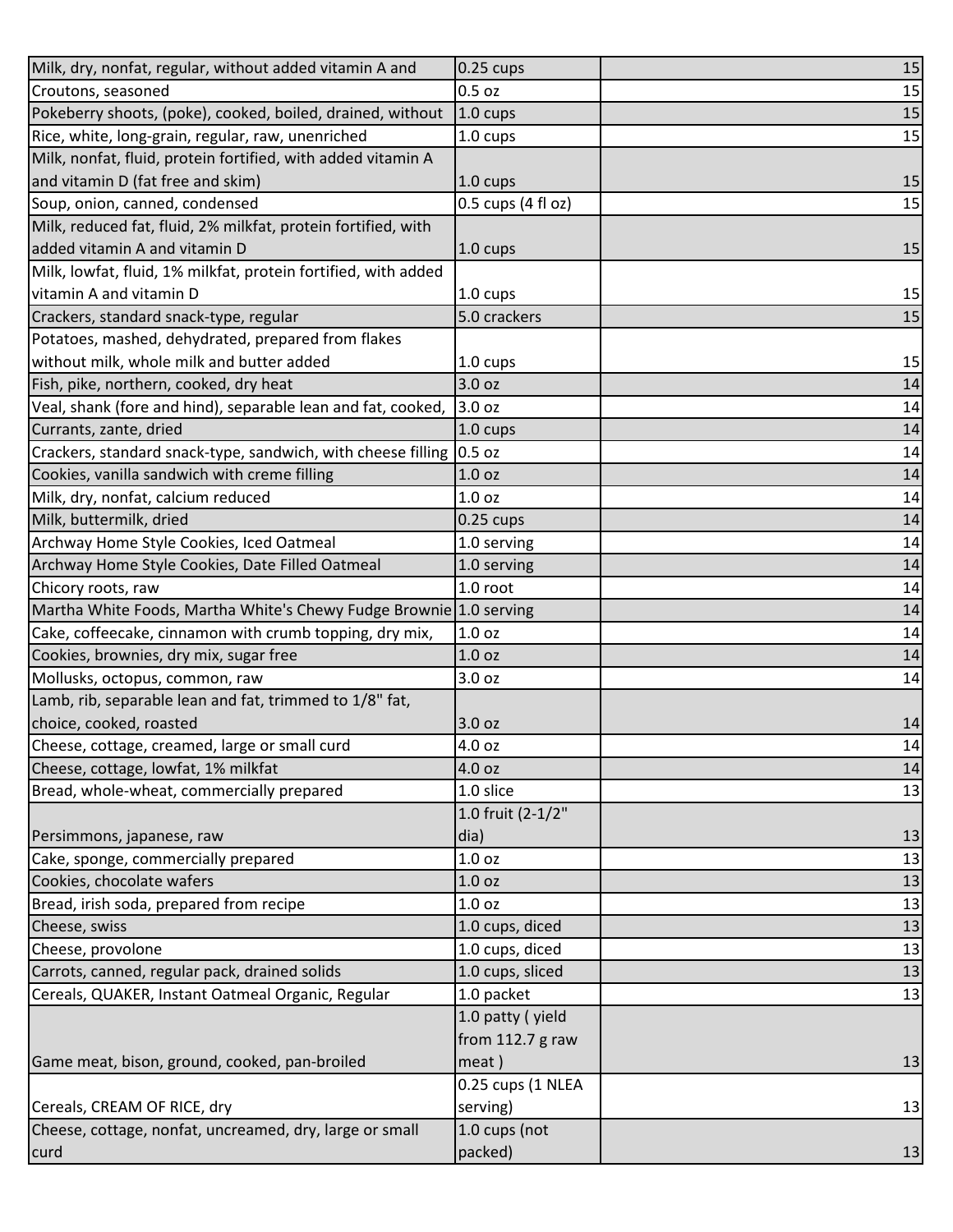| | | |
|---|---|---|
| Milk, dry, nonfat, regular, without added vitamin A and | 0.25 cups | 15 |
| Croutons, seasoned | 0.5 oz | 15 |
| Pokeberry shoots, (poke), cooked, boiled, drained, without | 1.0 cups | 15 |
| Rice, white, long-grain, regular, raw, unenriched | 1.0 cups | 15 |
| Milk, nonfat, fluid, protein fortified, with added vitamin A and vitamin D (fat free and skim) | 1.0 cups | 15 |
| Soup, onion, canned, condensed | 0.5 cups (4 fl oz) | 15 |
| Milk, reduced fat, fluid, 2% milkfat, protein fortified, with added vitamin A and vitamin D | 1.0 cups | 15 |
| Milk, lowfat, fluid, 1% milkfat, protein fortified, with added vitamin A and vitamin D | 1.0 cups | 15 |
| Crackers, standard snack-type, regular | 5.0 crackers | 15 |
| Potatoes, mashed, dehydrated, prepared from flakes without milk, whole milk and butter added | 1.0 cups | 15 |
| Fish, pike, northern, cooked, dry heat | 3.0 oz | 14 |
| Veal, shank (fore and hind), separable lean and fat, cooked, | 3.0 oz | 14 |
| Currants, zante, dried | 1.0 cups | 14 |
| Crackers, standard snack-type, sandwich, with cheese filling | 0.5 oz | 14 |
| Cookies, vanilla sandwich with creme filling | 1.0 oz | 14 |
| Milk, dry, nonfat, calcium reduced | 1.0 oz | 14 |
| Milk, buttermilk, dried | 0.25 cups | 14 |
| Archway Home Style Cookies, Iced Oatmeal | 1.0 serving | 14 |
| Archway Home Style Cookies, Date Filled Oatmeal | 1.0 serving | 14 |
| Chicory roots, raw | 1.0 root | 14 |
| Martha White Foods, Martha White's Chewy Fudge Brownie | 1.0 serving | 14 |
| Cake, coffeecake, cinnamon with crumb topping, dry mix, | 1.0 oz | 14 |
| Cookies, brownies, dry mix, sugar free | 1.0 oz | 14 |
| Mollusks, octopus, common, raw | 3.0 oz | 14 |
| Lamb, rib, separable lean and fat, trimmed to 1/8" fat, choice, cooked, roasted | 3.0 oz | 14 |
| Cheese, cottage, creamed, large or small curd | 4.0 oz | 14 |
| Cheese, cottage, lowfat, 1% milkfat | 4.0 oz | 14 |
| Bread, whole-wheat, commercially prepared | 1.0 slice | 13 |
| Persimmons, japanese, raw | 1.0 fruit (2-1/2" dia) | 13 |
| Cake, sponge, commercially prepared | 1.0 oz | 13 |
| Cookies, chocolate wafers | 1.0 oz | 13 |
| Bread, irish soda, prepared from recipe | 1.0 oz | 13 |
| Cheese, swiss | 1.0 cups, diced | 13 |
| Cheese, provolone | 1.0 cups, diced | 13 |
| Carrots, canned, regular pack, drained solids | 1.0 cups, sliced | 13 |
| Cereals, QUAKER, Instant Oatmeal Organic, Regular | 1.0 packet | 13 |
| Game meat, bison, ground, cooked, pan-broiled | 1.0 patty ( yield from 112.7 g raw meat ) | 13 |
| Cereals, CREAM OF RICE, dry | 0.25 cups (1 NLEA serving) | 13 |
| Cheese, cottage, nonfat, uncreamed, dry, large or small curd | 1.0 cups (not packed) | 13 |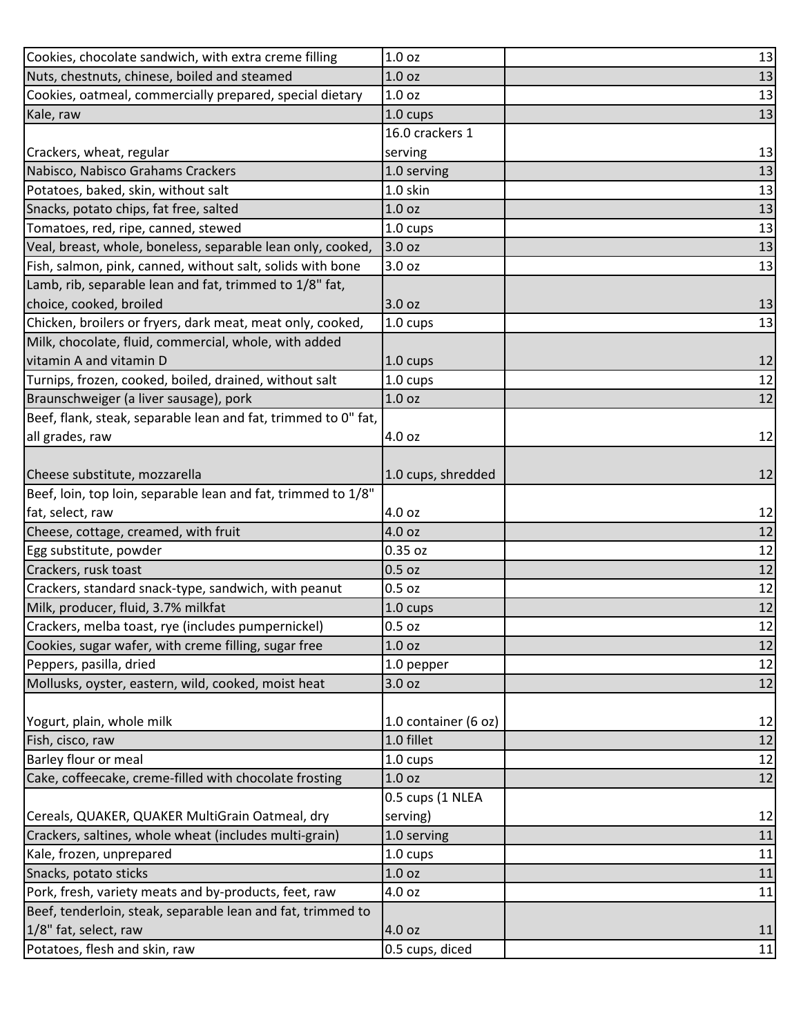| | | |
|---|---|---|
| Cookies, chocolate sandwich, with extra creme filling | 1.0 oz | 13 |
| Nuts, chestnuts, chinese, boiled and steamed | 1.0 oz | 13 |
| Cookies, oatmeal, commercially prepared, special dietary | 1.0 oz | 13 |
| Kale, raw | 1.0 cups | 13 |
| Crackers, wheat, regular | 16.0 crackers 1 serving | 13 |
| Nabisco, Nabisco Grahams Crackers | 1.0 serving | 13 |
| Potatoes, baked, skin, without salt | 1.0 skin | 13 |
| Snacks, potato chips, fat free, salted | 1.0 oz | 13 |
| Tomatoes, red, ripe, canned, stewed | 1.0 cups | 13 |
| Veal, breast, whole, boneless, separable lean only, cooked, | 3.0 oz | 13 |
| Fish, salmon, pink, canned, without salt, solids with bone | 3.0 oz | 13 |
| Lamb, rib, separable lean and fat, trimmed to 1/8" fat, choice, cooked, broiled | 3.0 oz | 13 |
| Chicken, broilers or fryers, dark meat, meat only, cooked, | 1.0 cups | 13 |
| Milk, chocolate, fluid, commercial, whole, with added vitamin A and vitamin D | 1.0 cups | 12 |
| Turnips, frozen, cooked, boiled, drained, without salt | 1.0 cups | 12 |
| Braunschweiger (a liver sausage), pork | 1.0 oz | 12 |
| Beef, flank, steak, separable lean and fat, trimmed to 0" fat, all grades, raw | 4.0 oz | 12 |
| Cheese substitute, mozzarella | 1.0 cups, shredded | 12 |
| Beef, loin, top loin, separable lean and fat, trimmed to 1/8" fat, select, raw | 4.0 oz | 12 |
| Cheese, cottage, creamed, with fruit | 4.0 oz | 12 |
| Egg substitute, powder | 0.35 oz | 12 |
| Crackers, rusk toast | 0.5 oz | 12 |
| Crackers, standard snack-type, sandwich, with peanut | 0.5 oz | 12 |
| Milk, producer, fluid, 3.7% milkfat | 1.0 cups | 12 |
| Crackers, melba toast, rye (includes pumpernickel) | 0.5 oz | 12 |
| Cookies, sugar wafer, with creme filling, sugar free | 1.0 oz | 12 |
| Peppers, pasilla, dried | 1.0 pepper | 12 |
| Mollusks, oyster, eastern, wild, cooked, moist heat | 3.0 oz | 12 |
| Yogurt, plain, whole milk | 1.0 container (6 oz) | 12 |
| Fish, cisco, raw | 1.0 fillet | 12 |
| Barley flour or meal | 1.0 cups | 12 |
| Cake, coffeecake, creme-filled with chocolate frosting | 1.0 oz | 12 |
| Cereals, QUAKER, QUAKER MultiGrain Oatmeal, dry | 0.5 cups (1 NLEA serving) | 12 |
| Crackers, saltines, whole wheat (includes multi-grain) | 1.0 serving | 11 |
| Kale, frozen, unprepared | 1.0 cups | 11 |
| Snacks, potato sticks | 1.0 oz | 11 |
| Pork, fresh, variety meats and by-products, feet, raw | 4.0 oz | 11 |
| Beef, tenderloin, steak, separable lean and fat, trimmed to 1/8" fat, select, raw | 4.0 oz | 11 |
| Potatoes, flesh and skin, raw | 0.5 cups, diced | 11 |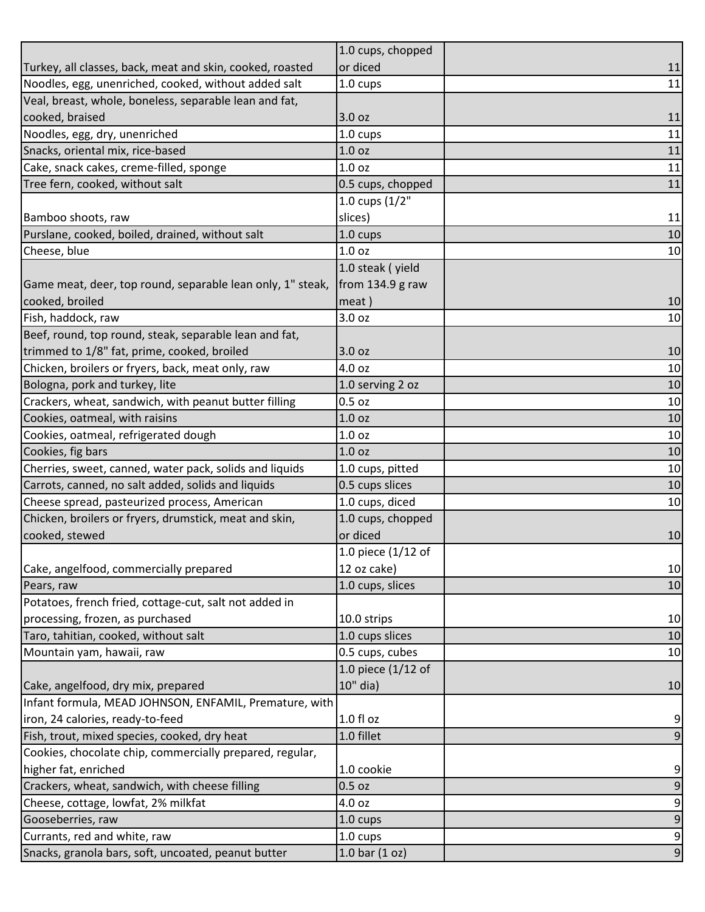| | | |
|---|---|---|
| Turkey, all classes, back, meat and skin, cooked, roasted | 1.0 cups, chopped or diced | 11 |
| Noodles, egg, unenriched, cooked, without added salt | 1.0 cups | 11 |
| Veal, breast, whole, boneless, separable lean and fat, cooked, braised | 3.0 oz | 11 |
| Noodles, egg, dry, unenriched | 1.0 cups | 11 |
| Snacks, oriental mix, rice-based | 1.0 oz | 11 |
| Cake, snack cakes, creme-filled, sponge | 1.0 oz | 11 |
| Tree fern, cooked, without salt | 0.5 cups, chopped | 11 |
| Bamboo shoots, raw | 1.0 cups (1/2" slices) | 11 |
| Purslane, cooked, boiled, drained, without salt | 1.0 cups | 10 |
| Cheese, blue | 1.0 oz | 10 |
| Game meat, deer, top round, separable lean only, 1" steak, cooked, broiled | 1.0 steak ( yield from 134.9 g raw meat ) | 10 |
| Fish, haddock, raw | 3.0 oz | 10 |
| Beef, round, top round, steak, separable lean and fat, trimmed to 1/8" fat, prime, cooked, broiled | 3.0 oz | 10 |
| Chicken, broilers or fryers, back, meat only, raw | 4.0 oz | 10 |
| Bologna, pork and turkey, lite | 1.0 serving 2 oz | 10 |
| Crackers, wheat, sandwich, with peanut butter filling | 0.5 oz | 10 |
| Cookies, oatmeal, with raisins | 1.0 oz | 10 |
| Cookies, oatmeal, refrigerated dough | 1.0 oz | 10 |
| Cookies, fig bars | 1.0 oz | 10 |
| Cherries, sweet, canned, water pack, solids and liquids | 1.0 cups, pitted | 10 |
| Carrots, canned, no salt added, solids and liquids | 0.5 cups slices | 10 |
| Cheese spread, pasteurized process, American | 1.0 cups, diced | 10 |
| Chicken, broilers or fryers, drumstick, meat and skin, cooked, stewed | 1.0 cups, chopped or diced | 10 |
| Cake, angelfood, commercially prepared | 1.0 piece (1/12 of 12 oz cake) | 10 |
| Pears, raw | 1.0 cups, slices | 10 |
| Potatoes, french fried, cottage-cut, salt not added in processing, frozen, as purchased | 10.0 strips | 10 |
| Taro, tahitian, cooked, without salt | 1.0 cups slices | 10 |
| Mountain yam, hawaii, raw | 0.5 cups, cubes | 10 |
| Cake, angelfood, dry mix, prepared | 1.0 piece (1/12 of 10" dia) | 10 |
| Infant formula, MEAD JOHNSON, ENFAMIL, Premature, with iron, 24 calories, ready-to-feed | 1.0 fl oz | 9 |
| Fish, trout, mixed species, cooked, dry heat | 1.0 fillet | 9 |
| Cookies, chocolate chip, commercially prepared, regular, higher fat, enriched | 1.0 cookie | 9 |
| Crackers, wheat, sandwich, with cheese filling | 0.5 oz | 9 |
| Cheese, cottage, lowfat, 2% milkfat | 4.0 oz | 9 |
| Gooseberries, raw | 1.0 cups | 9 |
| Currants, red and white, raw | 1.0 cups | 9 |
| Snacks, granola bars, soft, uncoated, peanut butter | 1.0 bar (1 oz) | 9 |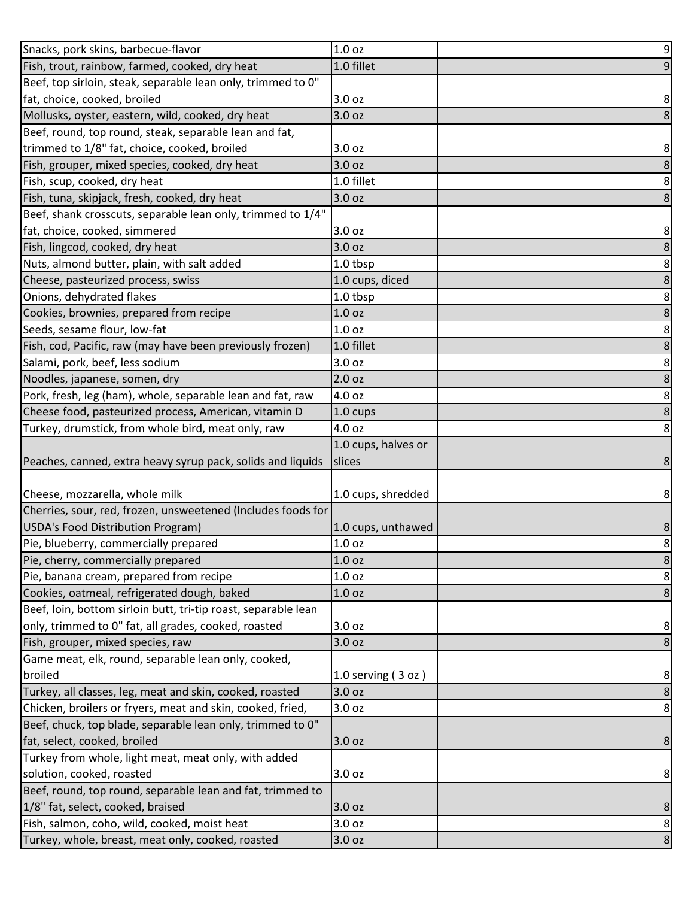| | | |
|---|---|---|
| Snacks, pork skins, barbecue-flavor | 1.0 oz | 9 |
| Fish, trout, rainbow, farmed, cooked, dry heat | 1.0 fillet | 9 |
| Beef, top sirloin, steak, separable lean only, trimmed to 0" fat, choice, cooked, broiled | 3.0 oz | 8 |
| Mollusks, oyster, eastern, wild, cooked, dry heat | 3.0 oz | 8 |
| Beef, round, top round, steak, separable lean and fat, trimmed to 1/8" fat, choice, cooked, broiled | 3.0 oz | 8 |
| Fish, grouper, mixed species, cooked, dry heat | 3.0 oz | 8 |
| Fish, scup, cooked, dry heat | 1.0 fillet | 8 |
| Fish, tuna, skipjack, fresh, cooked, dry heat | 3.0 oz | 8 |
| Beef, shank crosscuts, separable lean only, trimmed to 1/4" fat, choice, cooked, simmered | 3.0 oz | 8 |
| Fish, lingcod, cooked, dry heat | 3.0 oz | 8 |
| Nuts, almond butter, plain, with salt added | 1.0 tbsp | 8 |
| Cheese, pasteurized process, swiss | 1.0 cups, diced | 8 |
| Onions, dehydrated flakes | 1.0 tbsp | 8 |
| Cookies, brownies, prepared from recipe | 1.0 oz | 8 |
| Seeds, sesame flour, low-fat | 1.0 oz | 8 |
| Fish, cod, Pacific, raw (may have been previously frozen) | 1.0 fillet | 8 |
| Salami, pork, beef, less sodium | 3.0 oz | 8 |
| Noodles, japanese, somen, dry | 2.0 oz | 8 |
| Pork, fresh, leg (ham), whole, separable lean and fat, raw | 4.0 oz | 8 |
| Cheese food, pasteurized process, American, vitamin D | 1.0 cups | 8 |
| Turkey, drumstick, from whole bird, meat only, raw | 4.0 oz | 8 |
| Peaches, canned, extra heavy syrup pack, solids and liquids | 1.0 cups, halves or slices | 8 |
| Cheese, mozzarella, whole milk | 1.0 cups, shredded | 8 |
| Cherries, sour, red, frozen, unsweetened (Includes foods for USDA's Food Distribution Program) | 1.0 cups, unthawed | 8 |
| Pie, blueberry, commercially prepared | 1.0 oz | 8 |
| Pie, cherry, commercially prepared | 1.0 oz | 8 |
| Pie, banana cream, prepared from recipe | 1.0 oz | 8 |
| Cookies, oatmeal, refrigerated dough, baked | 1.0 oz | 8 |
| Beef, loin, bottom sirloin butt, tri-tip roast, separable lean only, trimmed to 0" fat, all grades, cooked, roasted | 3.0 oz | 8 |
| Fish, grouper, mixed species, raw | 3.0 oz | 8 |
| Game meat, elk, round, separable lean only, cooked, broiled | 1.0 serving ( 3 oz ) | 8 |
| Turkey, all classes, leg, meat and skin, cooked, roasted | 3.0 oz | 8 |
| Chicken, broilers or fryers, meat and skin, cooked, fried, | 3.0 oz | 8 |
| Beef, chuck, top blade, separable lean only, trimmed to 0" fat, select, cooked, broiled | 3.0 oz | 8 |
| Turkey from whole, light meat, meat only, with added solution, cooked, roasted | 3.0 oz | 8 |
| Beef, round, top round, separable lean and fat, trimmed to 1/8" fat, select, cooked, braised | 3.0 oz | 8 |
| Fish, salmon, coho, wild, cooked, moist heat | 3.0 oz | 8 |
| Turkey, whole, breast, meat only, cooked, roasted | 3.0 oz | 8 |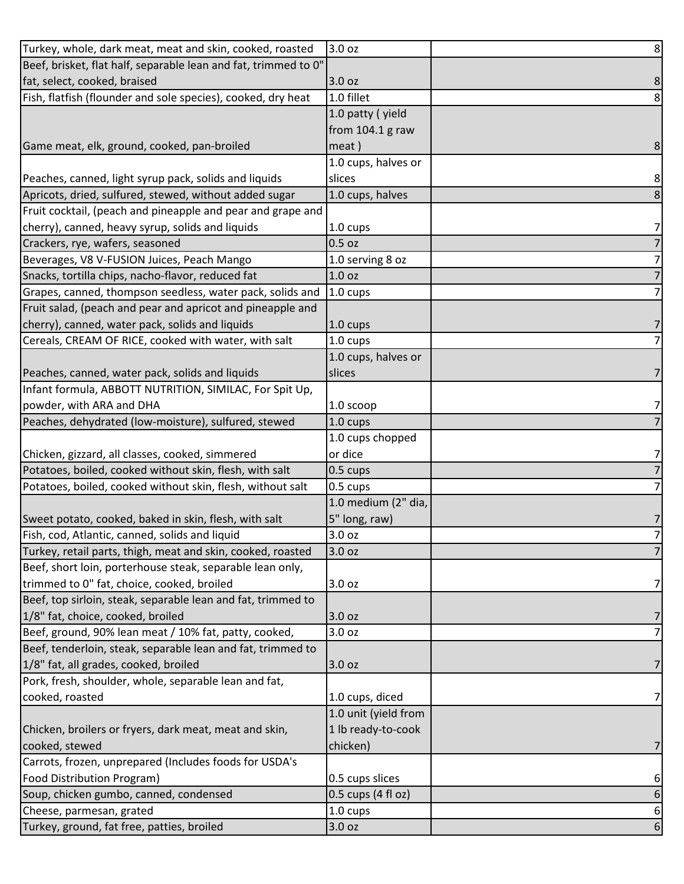| | | |
|---|---|---|
| Turkey, whole, dark meat, meat and skin, cooked, roasted | 3.0 oz | 8 |
| Beef, brisket, flat half, separable lean and fat, trimmed to 0" fat, select, cooked, braised | 3.0 oz | 8 |
| Fish, flatfish (flounder and sole species), cooked, dry heat | 1.0 fillet | 8 |
| Game meat, elk, ground, cooked, pan-broiled | 1.0 patty ( yield from 104.1 g raw meat ) | 8 |
| Peaches, canned, light syrup pack, solids and liquids | 1.0 cups, halves or slices | 8 |
| Apricots, dried, sulfured, stewed, without added sugar | 1.0 cups, halves | 8 |
| Fruit cocktail, (peach and pineapple and pear and grape and cherry), canned, heavy syrup, solids and liquids | 1.0 cups | 7 |
| Crackers, rye, wafers, seasoned | 0.5 oz | 7 |
| Beverages, V8 V-FUSION Juices, Peach Mango | 1.0 serving 8 oz | 7 |
| Snacks, tortilla chips, nacho-flavor, reduced fat | 1.0 oz | 7 |
| Grapes, canned, thompson seedless, water pack, solids and | 1.0 cups | 7 |
| Fruit salad, (peach and pear and apricot and pineapple and cherry), canned, water pack, solids and liquids | 1.0 cups | 7 |
| Cereals, CREAM OF RICE, cooked with water, with salt | 1.0 cups | 7 |
| Peaches, canned, water pack, solids and liquids | 1.0 cups, halves or slices | 7 |
| Infant formula, ABBOTT NUTRITION, SIMILAC, For Spit Up, powder, with ARA and DHA | 1.0 scoop | 7 |
| Peaches, dehydrated (low-moisture), sulfured, stewed | 1.0 cups | 7 |
| Chicken, gizzard, all classes, cooked, simmered | 1.0 cups chopped or dice | 7 |
| Potatoes, boiled, cooked without skin, flesh, with salt | 0.5 cups | 7 |
| Potatoes, boiled, cooked without skin, flesh, without salt | 0.5 cups | 7 |
| Sweet potato, cooked, baked in skin, flesh, with salt | 1.0 medium (2" dia, 5" long, raw) | 7 |
| Fish, cod, Atlantic, canned, solids and liquid | 3.0 oz | 7 |
| Turkey, retail parts, thigh, meat and skin, cooked, roasted | 3.0 oz | 7 |
| Beef, short loin, porterhouse steak, separable lean only, trimmed to 0" fat, choice, cooked, broiled | 3.0 oz | 7 |
| Beef, top sirloin, steak, separable lean and fat, trimmed to 1/8" fat, choice, cooked, broiled | 3.0 oz | 7 |
| Beef, ground, 90% lean meat / 10% fat, patty, cooked, | 3.0 oz | 7 |
| Beef, tenderloin, steak, separable lean and fat, trimmed to 1/8" fat, all grades, cooked, broiled | 3.0 oz | 7 |
| Pork, fresh, shoulder, whole, separable lean and fat, cooked, roasted | 1.0 cups, diced | 7 |
| Chicken, broilers or fryers, dark meat, meat and skin, cooked, stewed | 1.0 unit (yield from 1 lb ready-to-cook chicken) | 7 |
| Carrots, frozen, unprepared (Includes foods for USDA's Food Distribution Program) | 0.5 cups slices | 6 |
| Soup, chicken gumbo, canned, condensed | 0.5 cups (4 fl oz) | 6 |
| Cheese, parmesan, grated | 1.0 cups | 6 |
| Turkey, ground, fat free, patties, broiled | 3.0 oz | 6 |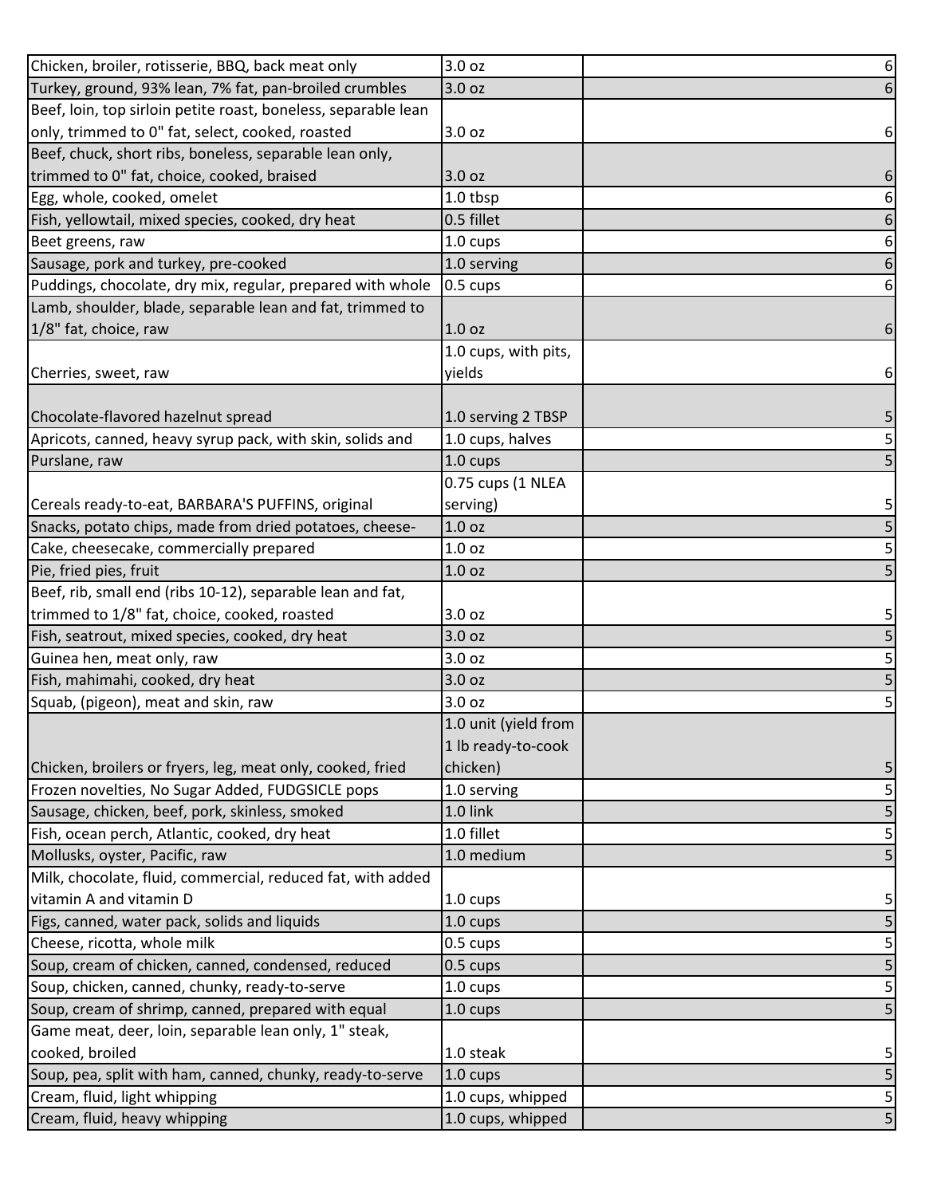| | | |
|---|---|---|
| Chicken, broiler, rotisserie, BBQ, back meat only | 3.0 oz | 6 |
| Turkey, ground, 93% lean, 7% fat, pan-broiled crumbles | 3.0 oz | 6 |
| Beef, loin, top sirloin petite roast, boneless, separable lean only, trimmed to 0" fat, select, cooked, roasted | 3.0 oz | 6 |
| Beef, chuck, short ribs, boneless, separable lean only, trimmed to 0" fat, choice, cooked, braised | 3.0 oz | 6 |
| Egg, whole, cooked, omelet | 1.0 tbsp | 6 |
| Fish, yellowtail, mixed species, cooked, dry heat | 0.5 fillet | 6 |
| Beet greens, raw | 1.0 cups | 6 |
| Sausage, pork and turkey, pre-cooked | 1.0 serving | 6 |
| Puddings, chocolate, dry mix, regular, prepared with whole | 0.5 cups | 6 |
| Lamb, shoulder, blade, separable lean and fat, trimmed to 1/8" fat, choice, raw | 1.0 oz | 6 |
| Cherries, sweet, raw | 1.0 cups, with pits, yields | 6 |
| Chocolate-flavored hazelnut spread | 1.0 serving 2 TBSP | 5 |
| Apricots, canned, heavy syrup pack, with skin, solids and | 1.0 cups, halves | 5 |
| Purslane, raw | 1.0 cups | 5 |
| Cereals ready-to-eat, BARBARA'S PUFFINS, original | 0.75 cups (1 NLEA serving) | 5 |
| Snacks, potato chips, made from dried potatoes, cheese- | 1.0 oz | 5 |
| Cake, cheesecake, commercially prepared | 1.0 oz | 5 |
| Pie, fried pies, fruit | 1.0 oz | 5 |
| Beef, rib, small end (ribs 10-12), separable lean and fat, trimmed to 1/8" fat, choice, cooked, roasted | 3.0 oz | 5 |
| Fish, seatrout, mixed species, cooked, dry heat | 3.0 oz | 5 |
| Guinea hen, meat only, raw | 3.0 oz | 5 |
| Fish, mahimahi, cooked, dry heat | 3.0 oz | 5 |
| Squab, (pigeon), meat and skin, raw | 3.0 oz | 5 |
| Chicken, broilers or fryers, leg, meat only, cooked, fried | 1.0 unit (yield from 1 lb ready-to-cook chicken) | 5 |
| Frozen novelties, No Sugar Added, FUDGSICLE pops | 1.0 serving | 5 |
| Sausage, chicken, beef, pork, skinless, smoked | 1.0 link | 5 |
| Fish, ocean perch, Atlantic, cooked, dry heat | 1.0 fillet | 5 |
| Mollusks, oyster, Pacific, raw | 1.0 medium | 5 |
| Milk, chocolate, fluid, commercial, reduced fat, with added vitamin A and vitamin D | 1.0 cups | 5 |
| Figs, canned, water pack, solids and liquids | 1.0 cups | 5 |
| Cheese, ricotta, whole milk | 0.5 cups | 5 |
| Soup, cream of chicken, canned, condensed, reduced | 0.5 cups | 5 |
| Soup, chicken, canned, chunky, ready-to-serve | 1.0 cups | 5 |
| Soup, cream of shrimp, canned, prepared with equal | 1.0 cups | 5 |
| Game meat, deer, loin, separable lean only, 1" steak, cooked, broiled | 1.0 steak | 5 |
| Soup, pea, split with ham, canned, chunky, ready-to-serve | 1.0 cups | 5 |
| Cream, fluid, light whipping | 1.0 cups, whipped | 5 |
| Cream, fluid, heavy whipping | 1.0 cups, whipped | 5 |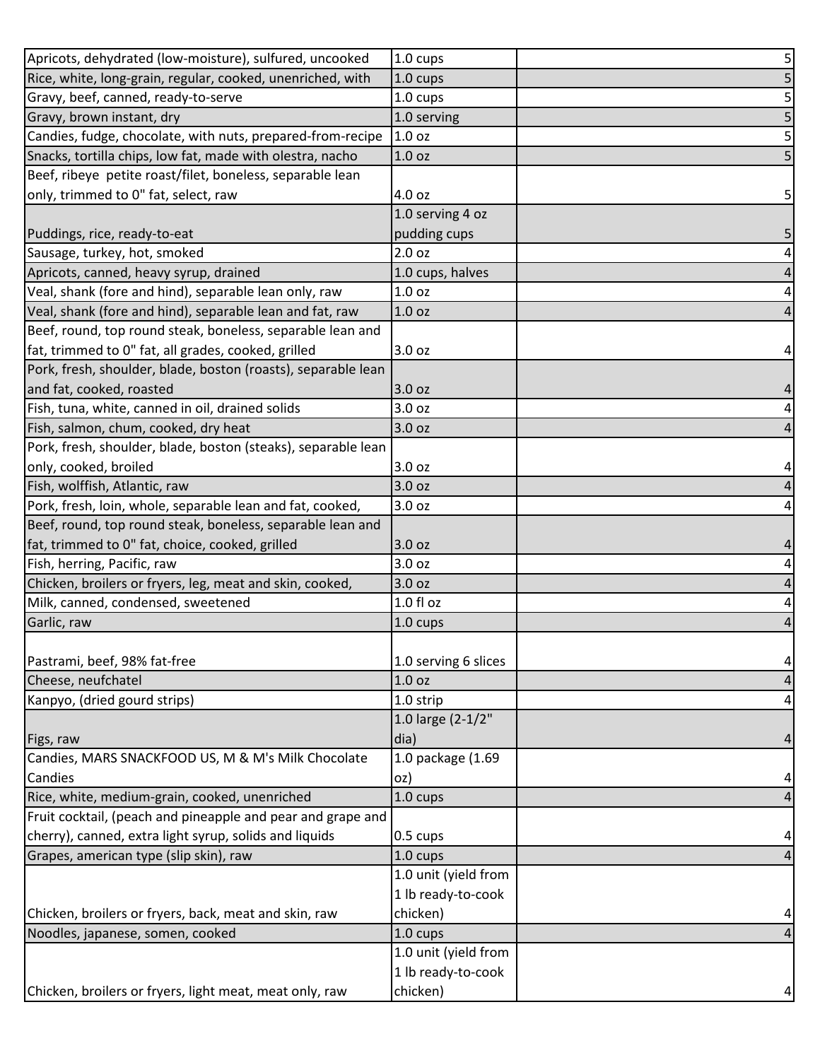| | | | |
|---|---|---|---|
| Apricots, dehydrated (low-moisture), sulfured, uncooked | 1.0 cups | | 5 |
| Rice, white, long-grain, regular, cooked, unenriched, with | 1.0 cups | | 5 |
| Gravy, beef, canned, ready-to-serve | 1.0 cups | | 5 |
| Gravy, brown instant, dry | 1.0 serving | | 5 |
| Candies, fudge, chocolate, with nuts, prepared-from-recipe | 1.0 oz | | 5 |
| Snacks, tortilla chips, low fat, made with olestra, nacho | 1.0 oz | | 5 |
| Beef, ribeye petite roast/filet, boneless, separable lean only, trimmed to 0" fat, select, raw | 4.0 oz | | 5 |
| Puddings, rice, ready-to-eat | 1.0 serving 4 oz pudding cups | | 5 |
| Sausage, turkey, hot, smoked | 2.0 oz | | 4 |
| Apricots, canned, heavy syrup, drained | 1.0 cups, halves | | 4 |
| Veal, shank (fore and hind), separable lean only, raw | 1.0 oz | | 4 |
| Veal, shank (fore and hind), separable lean and fat, raw | 1.0 oz | | 4 |
| Beef, round, top round steak, boneless, separable lean and fat, trimmed to 0" fat, all grades, cooked, grilled | 3.0 oz | | 4 |
| Pork, fresh, shoulder, blade, boston (roasts), separable lean and fat, cooked, roasted | 3.0 oz | | 4 |
| Fish, tuna, white, canned in oil, drained solids | 3.0 oz | | 4 |
| Fish, salmon, chum, cooked, dry heat | 3.0 oz | | 4 |
| Pork, fresh, shoulder, blade, boston (steaks), separable lean only, cooked, broiled | 3.0 oz | | 4 |
| Fish, wolffish, Atlantic, raw | 3.0 oz | | 4 |
| Pork, fresh, loin, whole, separable lean and fat, cooked, | 3.0 oz | | 4 |
| Beef, round, top round steak, boneless, separable lean and fat, trimmed to 0" fat, choice, cooked, grilled | 3.0 oz | | 4 |
| Fish, herring, Pacific, raw | 3.0 oz | | 4 |
| Chicken, broilers or fryers, leg, meat and skin, cooked, | 3.0 oz | | 4 |
| Milk, canned, condensed, sweetened | 1.0 fl oz | | 4 |
| Garlic, raw | 1.0 cups | | 4 |
| Pastrami, beef, 98% fat-free | 1.0 serving 6 slices | | 4 |
| Cheese, neufchatel | 1.0 oz | | 4 |
| Kanpyo, (dried gourd strips) | 1.0 strip | | 4 |
| Figs, raw | 1.0 large (2-1/2" dia) | | 4 |
| Candies, MARS SNACKFOOD US, M & M's Milk Chocolate Candies | 1.0 package (1.69 oz) | | 4 |
| Rice, white, medium-grain, cooked, unenriched | 1.0 cups | | 4 |
| Fruit cocktail, (peach and pineapple and pear and grape and cherry), canned, extra light syrup, solids and liquids | 0.5 cups | | 4 |
| Grapes, american type (slip skin), raw | 1.0 cups | | 4 |
| Chicken, broilers or fryers, back, meat and skin, raw | 1.0 unit (yield from 1 lb ready-to-cook chicken) | | 4 |
| Noodles, japanese, somen, cooked | 1.0 cups | | 4 |
| Chicken, broilers or fryers, light meat, meat only, raw | 1.0 unit (yield from 1 lb ready-to-cook chicken) | | 4 |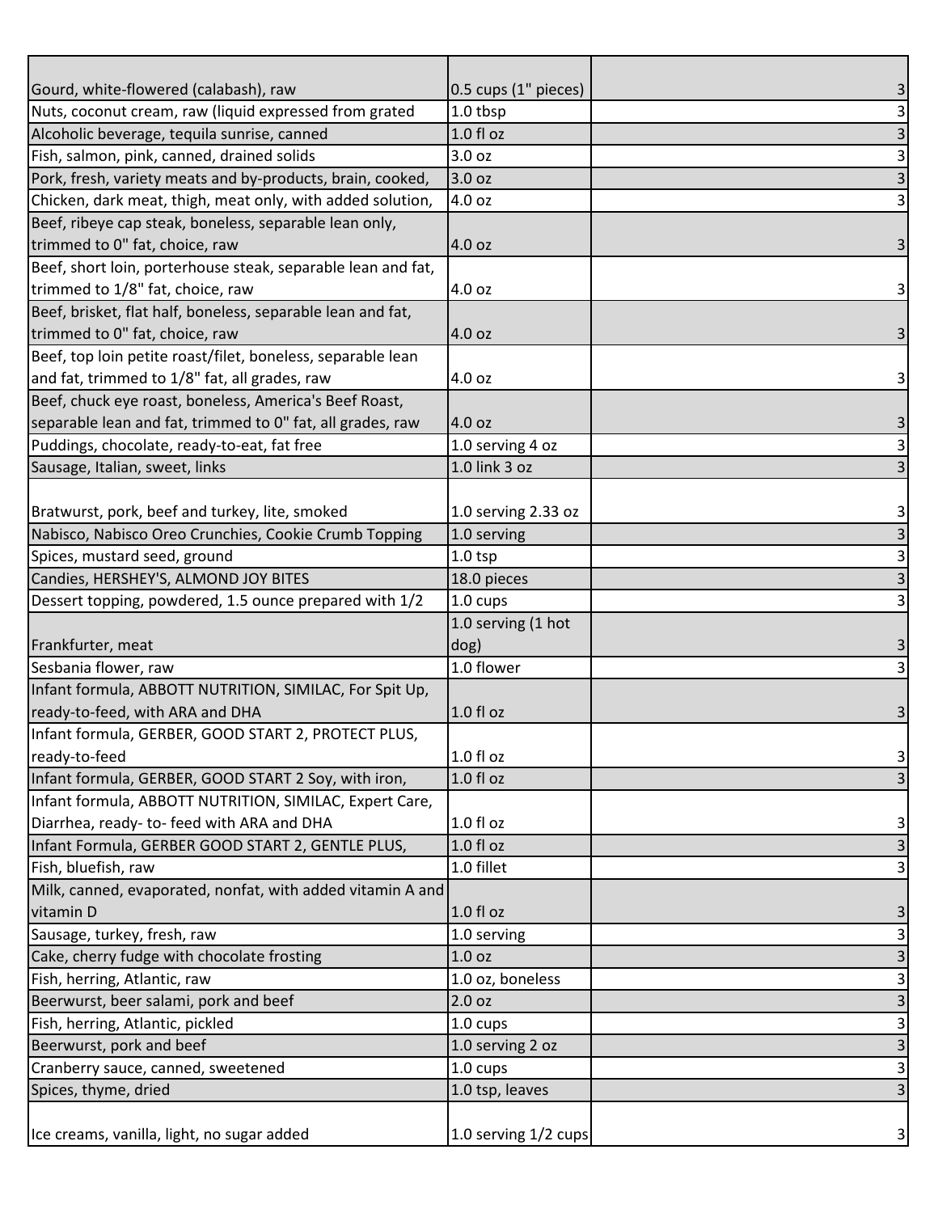| | | | |
|---|---|---|---|
| Gourd, white-flowered (calabash), raw | 0.5 cups (1" pieces) | | 3 |
| Nuts, coconut cream, raw (liquid expressed from grated | 1.0 tbsp | | 3 |
| Alcoholic beverage, tequila sunrise, canned | 1.0 fl oz | | 3 |
| Fish, salmon, pink, canned, drained solids | 3.0 oz | | 3 |
| Pork, fresh, variety meats and by-products, brain, cooked, | 3.0 oz | | 3 |
| Chicken, dark meat, thigh, meat only, with added solution, | 4.0 oz | | 3 |
| Beef, ribeye cap steak, boneless, separable lean only, trimmed to 0" fat, choice, raw | 4.0 oz | | 3 |
| Beef, short loin, porterhouse steak, separable lean and fat, trimmed to 1/8" fat, choice, raw | 4.0 oz | | 3 |
| Beef, brisket, flat half, boneless, separable lean and fat, trimmed to 0" fat, choice, raw | 4.0 oz | | 3 |
| Beef, top loin petite roast/filet, boneless, separable lean and fat, trimmed to 1/8" fat, all grades, raw | 4.0 oz | | 3 |
| Beef, chuck eye roast, boneless, America's Beef Roast, separable lean and fat, trimmed to 0" fat, all grades, raw | 4.0 oz | | 3 |
| Puddings, chocolate, ready-to-eat, fat free | 1.0 serving 4 oz | | 3 |
| Sausage, Italian, sweet, links | 1.0 link 3 oz | | 3 |
| Bratwurst, pork, beef and turkey, lite, smoked | 1.0 serving 2.33 oz | | 3 |
| Nabisco, Nabisco Oreo Crunchies, Cookie Crumb Topping | 1.0 serving | | 3 |
| Spices, mustard seed, ground | 1.0 tsp | | 3 |
| Candies, HERSHEY'S, ALMOND JOY BITES | 18.0 pieces | | 3 |
| Dessert topping, powdered, 1.5 ounce prepared with 1/2 | 1.0 cups | | 3 |
| Frankfurter, meat | 1.0 serving (1 hot dog) | | 3 |
| Sesbania flower, raw | 1.0 flower | | 3 |
| Infant formula, ABBOTT NUTRITION, SIMILAC, For Spit Up, ready-to-feed, with ARA and DHA | 1.0 fl oz | | 3 |
| Infant formula, GERBER, GOOD START 2, PROTECT PLUS, ready-to-feed | 1.0 fl oz | | 3 |
| Infant formula, GERBER, GOOD START 2 Soy, with iron, | 1.0 fl oz | | 3 |
| Infant formula, ABBOTT NUTRITION, SIMILAC, Expert Care, Diarrhea, ready- to- feed with ARA and DHA | 1.0 fl oz | | 3 |
| Infant Formula, GERBER GOOD START 2, GENTLE PLUS, | 1.0 fl oz | | 3 |
| Fish, bluefish, raw | 1.0 fillet | | 3 |
| Milk, canned, evaporated, nonfat, with added vitamin A and vitamin D | 1.0 fl oz | | 3 |
| Sausage, turkey, fresh, raw | 1.0 serving | | 3 |
| Cake, cherry fudge with chocolate frosting | 1.0 oz | | 3 |
| Fish, herring, Atlantic, raw | 1.0 oz, boneless | | 3 |
| Beerwurst, beer salami, pork and beef | 2.0 oz | | 3 |
| Fish, herring, Atlantic, pickled | 1.0 cups | | 3 |
| Beerwurst, pork and beef | 1.0 serving 2 oz | | 3 |
| Cranberry sauce, canned, sweetened | 1.0 cups | | 3 |
| Spices, thyme, dried | 1.0 tsp, leaves | | 3 |
| Ice creams, vanilla, light, no sugar added | 1.0 serving 1/2 cups | | 3 |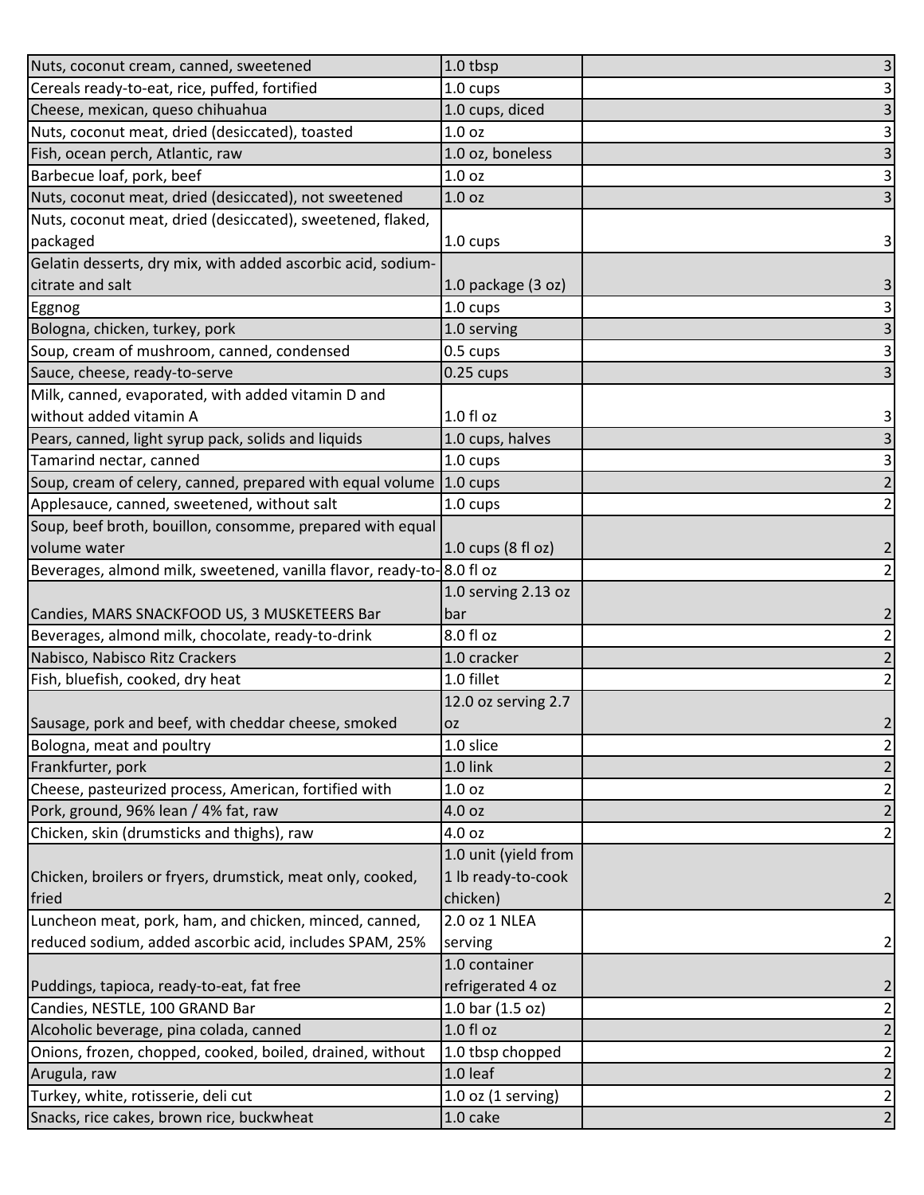| | | |
|---|---|---|
| Nuts, coconut cream, canned, sweetened | 1.0 tbsp | 3 |
| Cereals ready-to-eat, rice, puffed, fortified | 1.0 cups | 3 |
| Cheese, mexican, queso chihuahua | 1.0 cups, diced | 3 |
| Nuts, coconut meat, dried (desiccated), toasted | 1.0 oz | 3 |
| Fish, ocean perch, Atlantic, raw | 1.0 oz, boneless | 3 |
| Barbecue loaf, pork, beef | 1.0 oz | 3 |
| Nuts, coconut meat, dried (desiccated), not sweetened | 1.0 oz | 3 |
| Nuts, coconut meat, dried (desiccated), sweetened, flaked, packaged | 1.0 cups | 3 |
| Gelatin desserts, dry mix, with added ascorbic acid, sodium-citrate and salt | 1.0 package (3 oz) | 3 |
| Eggnog | 1.0 cups | 3 |
| Bologna, chicken, turkey, pork | 1.0 serving | 3 |
| Soup, cream of mushroom, canned, condensed | 0.5 cups | 3 |
| Sauce, cheese, ready-to-serve | 0.25 cups | 3 |
| Milk, canned, evaporated, with added vitamin D and without added vitamin A | 1.0 fl oz | 3 |
| Pears, canned, light syrup pack, solids and liquids | 1.0 cups, halves | 3 |
| Tamarind nectar, canned | 1.0 cups | 3 |
| Soup, cream of celery, canned, prepared with equal volume | 1.0 cups | 2 |
| Applesauce, canned, sweetened, without salt | 1.0 cups | 2 |
| Soup, beef broth, bouillon, consomme, prepared with equal volume water | 1.0 cups (8 fl oz) | 2 |
| Beverages, almond milk, sweetened, vanilla flavor, ready-to- | 8.0 fl oz | 2 |
| Candies, MARS SNACKFOOD US, 3 MUSKETEERS Bar | 1.0 serving 2.13 oz bar | 2 |
| Beverages, almond milk, chocolate, ready-to-drink | 8.0 fl oz | 2 |
| Nabisco, Nabisco Ritz Crackers | 1.0 cracker | 2 |
| Fish, bluefish, cooked, dry heat | 1.0 fillet | 2 |
| Sausage, pork and beef, with cheddar cheese, smoked | 12.0 oz serving 2.7 oz | 2 |
| Bologna, meat and poultry | 1.0 slice | 2 |
| Frankfurter, pork | 1.0 link | 2 |
| Cheese, pasteurized process, American, fortified with | 1.0 oz | 2 |
| Pork, ground, 96% lean / 4% fat, raw | 4.0 oz | 2 |
| Chicken, skin (drumsticks and thighs), raw | 4.0 oz | 2 |
| Chicken, broilers or fryers, drumstick, meat only, cooked, fried | 1.0 unit (yield from 1 lb ready-to-cook chicken) | 2 |
| Luncheon meat, pork, ham, and chicken, minced, canned, reduced sodium, added ascorbic acid, includes SPAM, 25% | 2.0 oz 1 NLEA serving | 2 |
| Puddings, tapioca, ready-to-eat, fat free | 1.0 container refrigerated 4 oz | 2 |
| Candies, NESTLE, 100 GRAND Bar | 1.0 bar (1.5 oz) | 2 |
| Alcoholic beverage, pina colada, canned | 1.0 fl oz | 2 |
| Onions, frozen, chopped, cooked, boiled, drained, without | 1.0 tbsp chopped | 2 |
| Arugula, raw | 1.0 leaf | 2 |
| Turkey, white, rotisserie, deli cut | 1.0 oz (1 serving) | 2 |
| Snacks, rice cakes, brown rice, buckwheat | 1.0 cake | 2 |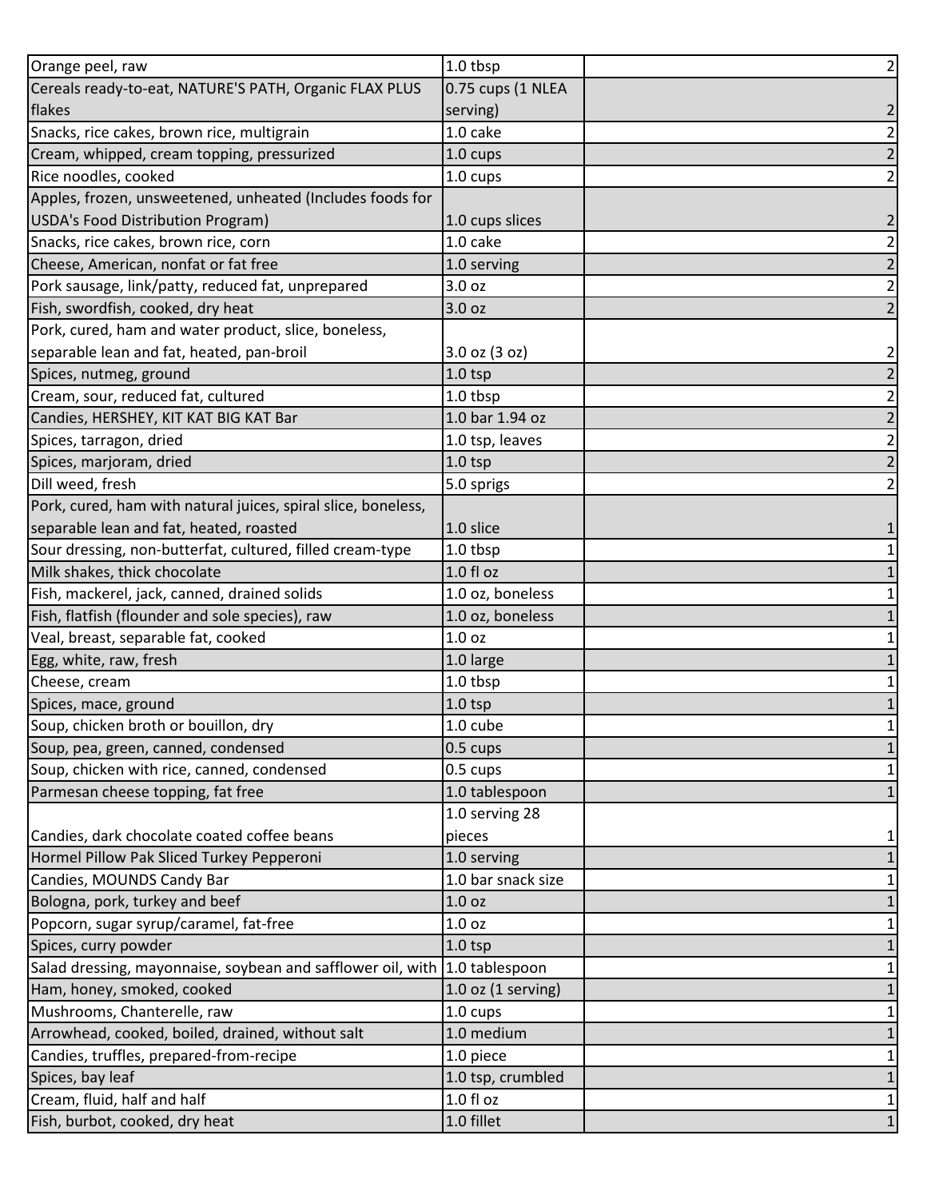| | | |
|---|---|---|
| Orange peel, raw | 1.0 tbsp | 2 |
| Cereals ready-to-eat, NATURE'S PATH, Organic FLAX PLUS flakes | 0.75 cups (1 NLEA serving) | 2 |
| Snacks, rice cakes, brown rice, multigrain | 1.0 cake | 2 |
| Cream, whipped, cream topping, pressurized | 1.0 cups | 2 |
| Rice noodles, cooked | 1.0 cups | 2 |
| Apples, frozen, unsweetened, unheated (Includes foods for USDA's Food Distribution Program) | 1.0 cups slices | 2 |
| Snacks, rice cakes, brown rice, corn | 1.0 cake | 2 |
| Cheese, American, nonfat or fat free | 1.0 serving | 2 |
| Pork sausage, link/patty, reduced fat, unprepared | 3.0 oz | 2 |
| Fish, swordfish, cooked, dry heat | 3.0 oz | 2 |
| Pork, cured, ham and water product, slice, boneless, separable lean and fat, heated, pan-broil | 3.0 oz (3 oz) | 2 |
| Spices, nutmeg, ground | 1.0 tsp | 2 |
| Cream, sour, reduced fat, cultured | 1.0 tbsp | 2 |
| Candies, HERSHEY, KIT KAT BIG KAT Bar | 1.0 bar 1.94 oz | 2 |
| Spices, tarragon, dried | 1.0 tsp, leaves | 2 |
| Spices, marjoram, dried | 1.0 tsp | 2 |
| Dill weed, fresh | 5.0 sprigs | 2 |
| Pork, cured, ham with natural juices, spiral slice, boneless, separable lean and fat, heated, roasted | 1.0 slice | 1 |
| Sour dressing, non-butterfat, cultured, filled cream-type | 1.0 tbsp | 1 |
| Milk shakes, thick chocolate | 1.0 fl oz | 1 |
| Fish, mackerel, jack, canned, drained solids | 1.0 oz, boneless | 1 |
| Fish, flatfish (flounder and sole species), raw | 1.0 oz, boneless | 1 |
| Veal, breast, separable fat, cooked | 1.0 oz | 1 |
| Egg, white, raw, fresh | 1.0 large | 1 |
| Cheese, cream | 1.0 tbsp | 1 |
| Spices, mace, ground | 1.0 tsp | 1 |
| Soup, chicken broth or bouillon, dry | 1.0 cube | 1 |
| Soup, pea, green, canned, condensed | 0.5 cups | 1 |
| Soup, chicken with rice, canned, condensed | 0.5 cups | 1 |
| Parmesan cheese topping, fat free | 1.0 tablespoon | 1 |
| Candies, dark chocolate coated coffee beans | 1.0 serving 28 pieces | 1 |
| Hormel Pillow Pak Sliced Turkey Pepperoni | 1.0 serving | 1 |
| Candies, MOUNDS Candy Bar | 1.0 bar snack size | 1 |
| Bologna, pork, turkey and beef | 1.0 oz | 1 |
| Popcorn, sugar syrup/caramel, fat-free | 1.0 oz | 1 |
| Spices, curry powder | 1.0 tsp | 1 |
| Salad dressing, mayonnaise, soybean and safflower oil, with | 1.0 tablespoon | 1 |
| Ham, honey, smoked, cooked | 1.0 oz (1 serving) | 1 |
| Mushrooms, Chanterelle, raw | 1.0 cups | 1 |
| Arrowhead, cooked, boiled, drained, without salt | 1.0 medium | 1 |
| Candies, truffles, prepared-from-recipe | 1.0 piece | 1 |
| Spices, bay leaf | 1.0 tsp, crumbled | 1 |
| Cream, fluid, half and half | 1.0 fl oz | 1 |
| Fish, burbot, cooked, dry heat | 1.0 fillet | 1 |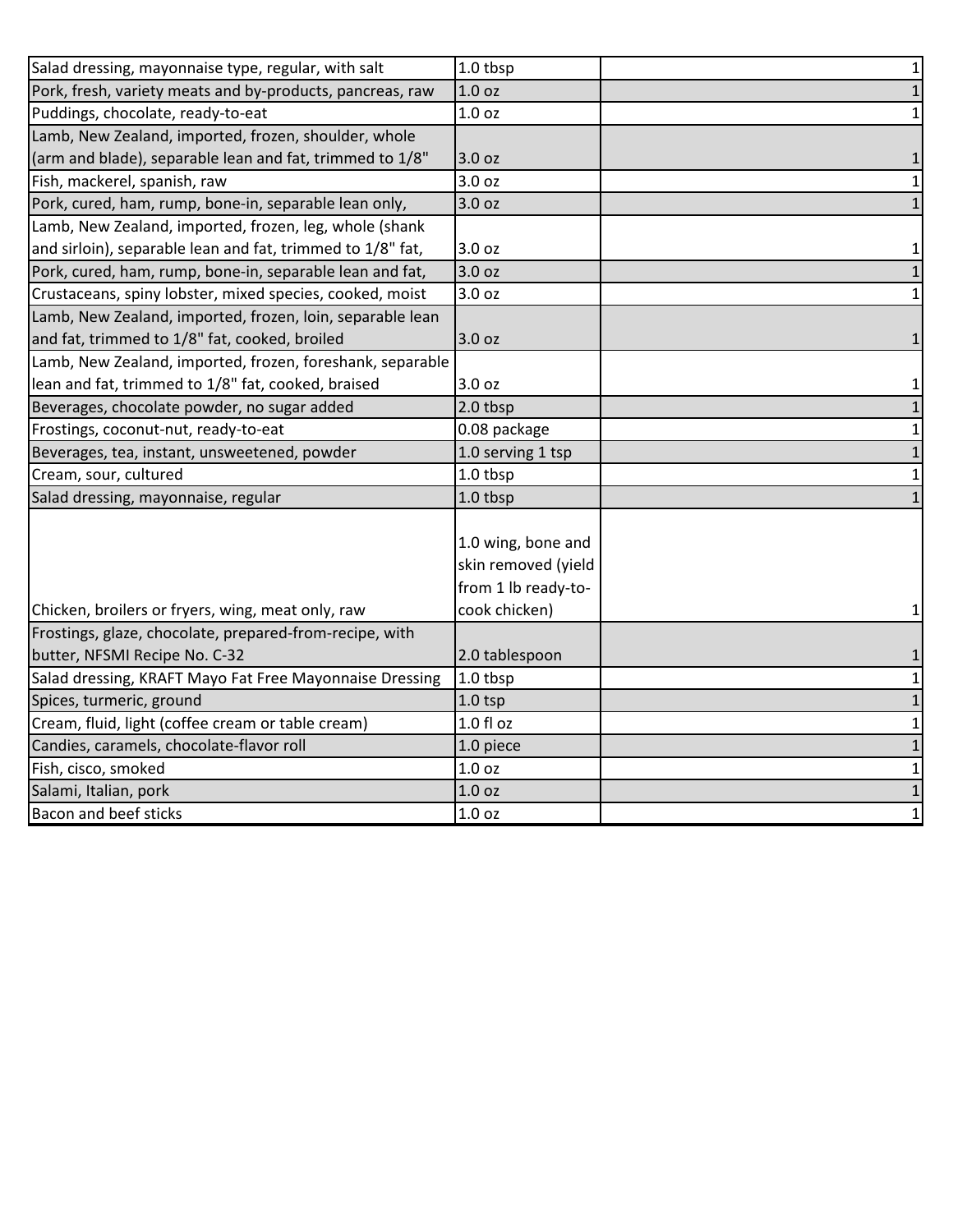| | | |
|---|---|---|
| Salad dressing, mayonnaise type, regular, with salt | 1.0 tbsp | 1 |
| Pork, fresh, variety meats and by-products, pancreas, raw | 1.0 oz | 1 |
| Puddings, chocolate, ready-to-eat | 1.0 oz | 1 |
| Lamb, New Zealand, imported, frozen, shoulder, whole (arm and blade), separable lean and fat, trimmed to 1/8" | 3.0 oz | 1 |
| Fish, mackerel, spanish, raw | 3.0 oz | 1 |
| Pork, cured, ham, rump, bone-in, separable lean only, | 3.0 oz | 1 |
| Lamb, New Zealand, imported, frozen, leg, whole (shank and sirloin), separable lean and fat, trimmed to 1/8" fat, | 3.0 oz | 1 |
| Pork, cured, ham, rump, bone-in, separable lean and fat, | 3.0 oz | 1 |
| Crustaceans, spiny lobster, mixed species, cooked, moist | 3.0 oz | 1 |
| Lamb, New Zealand, imported, frozen, loin, separable lean and fat, trimmed to 1/8" fat, cooked, broiled | 3.0 oz | 1 |
| Lamb, New Zealand, imported, frozen, foreshank, separable lean and fat, trimmed to 1/8" fat, cooked, braised | 3.0 oz | 1 |
| Beverages, chocolate powder, no sugar added | 2.0 tbsp | 1 |
| Frostings, coconut-nut, ready-to-eat | 0.08 package | 1 |
| Beverages, tea, instant, unsweetened, powder | 1.0 serving 1 tsp | 1 |
| Cream, sour, cultured | 1.0 tbsp | 1 |
| Salad dressing, mayonnaise, regular | 1.0 tbsp | 1 |
| Chicken, broilers or fryers, wing, meat only, raw | 1.0 wing, bone and skin removed (yield from 1 lb ready-to-cook chicken) | 1 |
| Frostings, glaze, chocolate, prepared-from-recipe, with butter, NFSMI Recipe No. C-32 | 2.0 tablespoon | 1 |
| Salad dressing, KRAFT Mayo Fat Free Mayonnaise Dressing | 1.0 tbsp | 1 |
| Spices, turmeric, ground | 1.0 tsp | 1 |
| Cream, fluid, light (coffee cream or table cream) | 1.0 fl oz | 1 |
| Candies, caramels, chocolate-flavor roll | 1.0 piece | 1 |
| Fish, cisco, smoked | 1.0 oz | 1 |
| Salami, Italian, pork | 1.0 oz | 1 |
| Bacon and beef sticks | 1.0 oz | 1 |